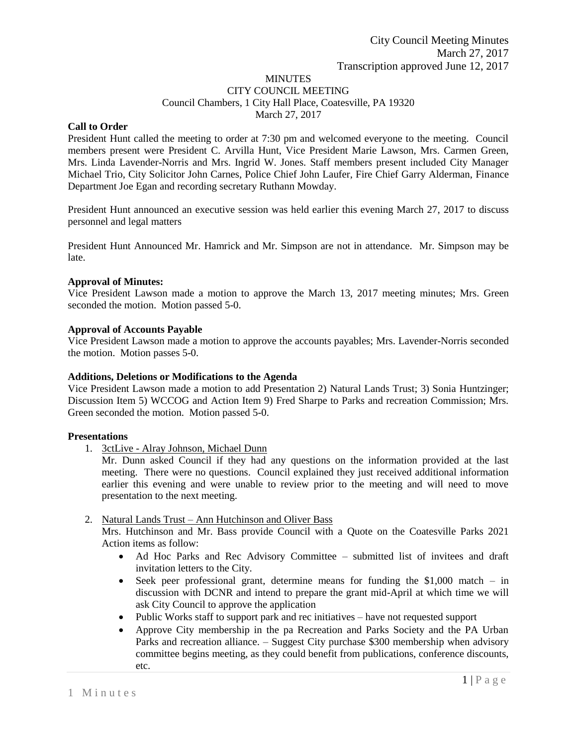City Council Meeting Minutes
March 27, 2017
Transcription approved June 12, 2017

# MINUTES
## CITY COUNCIL MEETING
Council Chambers, 1 City Hall Place, Coatesville, PA 19320
March 27, 2017

**Call to Order**
President Hunt called the meeting to order at 7:30 pm and welcomed everyone to the meeting. Council members present were President C. Arvilla Hunt, Vice President Marie Lawson, Mrs. Carmen Green, Mrs. Linda Lavender-Norris and Mrs. Ingrid W. Jones. Staff members present included City Manager Michael Trio, City Solicitor John Carnes, Police Chief John Laufer, Fire Chief Garry Alderman, Finance Department Joe Egan and recording secretary Ruthann Mowday.

President Hunt announced an executive session was held earlier this evening March 27, 2017 to discuss personnel and legal matters

President Hunt Announced Mr. Hamrick and Mr. Simpson are not in attendance. Mr. Simpson may be late.

**Approval of Minutes:**
Vice President Lawson made a motion to approve the March 13, 2017 meeting minutes; Mrs. Green seconded the motion. Motion passed 5-0.

**Approval of Accounts Payable**
Vice President Lawson made a motion to approve the accounts payables; Mrs. Lavender-Norris seconded the motion. Motion passes 5-0.

**Additions, Deletions or Modifications to the Agenda**
Vice President Lawson made a motion to add Presentation 2) Natural Lands Trust; 3) Sonia Huntzinger; Discussion Item 5) WCCOG and Action Item 9) Fred Sharpe to Parks and recreation Commission; Mrs. Green seconded the motion. Motion passed 5-0.

**Presentations**

1. <u>3ctLive - Alray Johnson, Michael Dunn</u>
   Mr. Dunn asked Council if they had any questions on the information provided at the last meeting. There were no questions. Council explained they just received additional information earlier this evening and were unable to review prior to the meeting and will need to move presentation to the next meeting.

2. <u>Natural Lands Trust – Ann Hutchinson and Oliver Bass</u>
   Mrs. Hutchinson and Mr. Bass provide Council with a Quote on the Coatesville Parks 2021 Action items as follow:
   - Ad Hoc Parks and Rec Advisory Committee – submitted list of invitees and draft invitation letters to the City.
   - Seek peer professional grant, determine means for funding the $1,000 match – in discussion with DCNR and intend to prepare the grant mid-April at which time we will ask City Council to approve the application
   - Public Works staff to support park and rec initiatives – have not requested support
   - Approve City membership in the pa Recreation and Parks Society and the PA Urban Parks and recreation alliance. – Suggest City purchase $300 membership when advisory committee begins meeting, as they could benefit from publications, conference discounts, etc.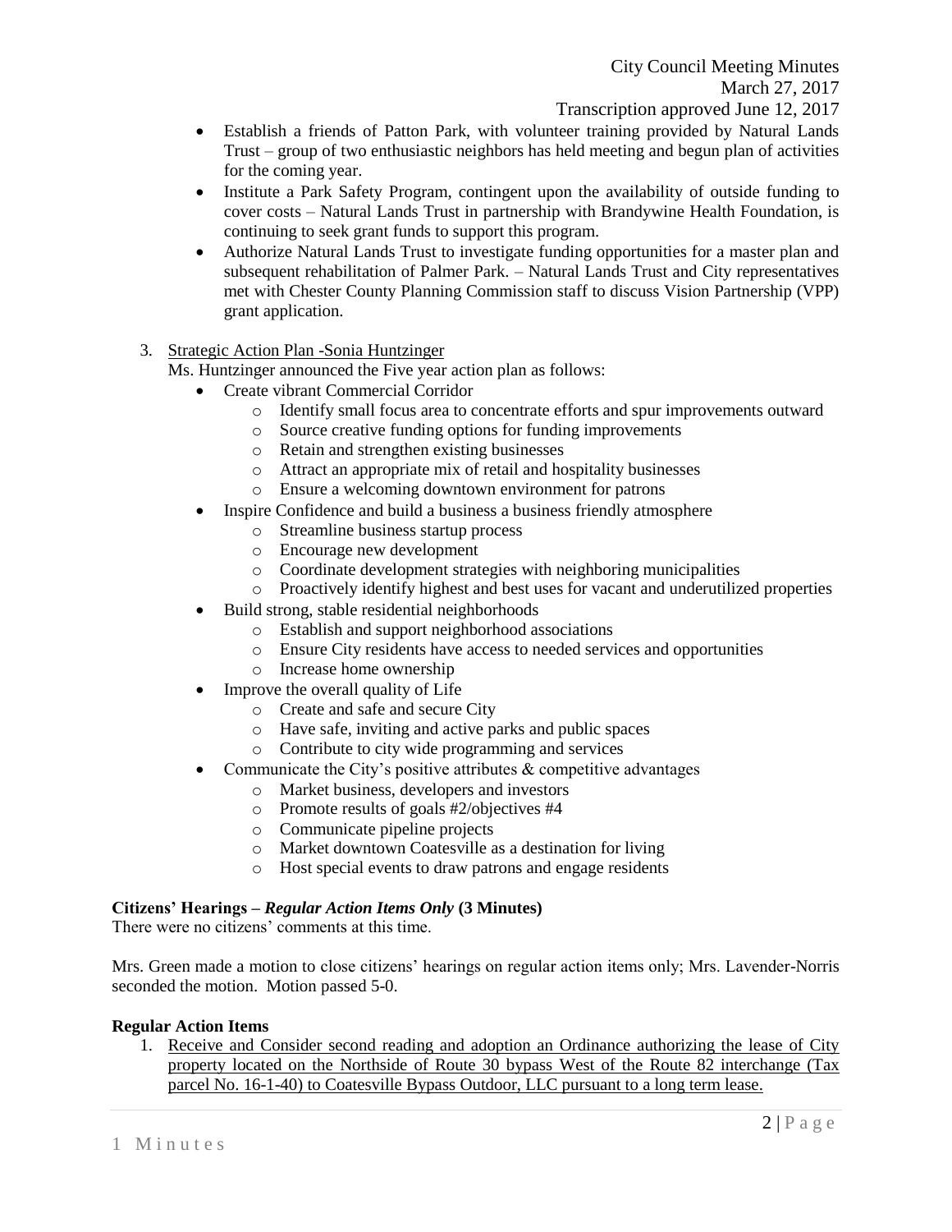- Establish a friends of Patton Park, with volunteer training provided by Natural Lands Trust – group of two enthusiastic neighbors has held meeting and begun plan of activities for the coming year.
- Institute a Park Safety Program, contingent upon the availability of outside funding to cover costs – Natural Lands Trust in partnership with Brandywine Health Foundation, is continuing to seek grant funds to support this program.
- Authorize Natural Lands Trust to investigate funding opportunities for a master plan and subsequent rehabilitation of Palmer Park. – Natural Lands Trust and City representatives met with Chester County Planning Commission staff to discuss Vision Partnership (VPP) grant application.

3. Strategic Action Plan -Sonia Huntzinger

   Ms. Huntzinger announced the Five year action plan as follows:

   - Create vibrant Commercial Corridor
     - Identify small focus area to concentrate efforts and spur improvements outward
     - Source creative funding options for funding improvements
     - Retain and strengthen existing businesses
     - Attract an appropriate mix of retail and hospitality businesses
     - Ensure a welcoming downtown environment for patrons
   - Inspire Confidence and build a business a business friendly atmosphere
     - Streamline business startup process
     - Encourage new development
     - Coordinate development strategies with neighboring municipalities
     - Proactively identify highest and best uses for vacant and underutilized properties
   - Build strong, stable residential neighborhoods
     - Establish and support neighborhood associations
     - Ensure City residents have access to needed services and opportunities
     - Increase home ownership
   - Improve the overall quality of Life
     - Create and safe and secure City
     - Have safe, inviting and active parks and public spaces
     - Contribute to city wide programming and services
   - Communicate the City's positive attributes & competitive advantages
     - Market business, developers and investors
     - Promote results of goals #2/objectives #4
     - Communicate pipeline projects
     - Market downtown Coatesville as a destination for living
     - Host special events to draw patrons and engage residents

**Citizens' Hearings –** ***Regular Action Items Only*** **(3 Minutes)**

There were no citizens' comments at this time.

Mrs. Green made a motion to close citizens' hearings on regular action items only; Mrs. Lavender-Norris seconded the motion. Motion passed 5-0.

**Regular Action Items**

1. Receive and Consider second reading and adoption an Ordinance authorizing the lease of City property located on the Northside of Route 30 bypass West of the Route 82 interchange (Tax parcel No. 16-1-40) to Coatesville Bypass Outdoor, LLC pursuant to a long term lease.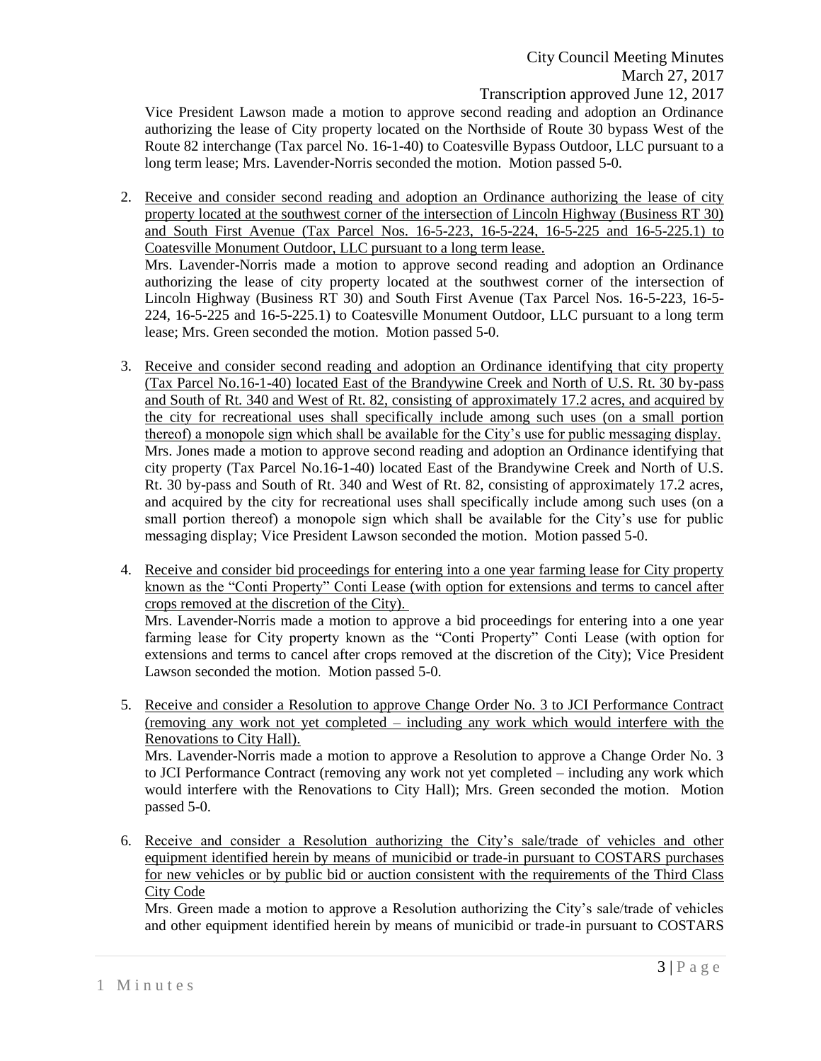Vice President Lawson made a motion to approve second reading and adoption an Ordinance authorizing the lease of City property located on the Northside of Route 30 bypass West of the Route 82 interchange (Tax parcel No. 16-1-40) to Coatesville Bypass Outdoor, LLC pursuant to a long term lease; Mrs. Lavender-Norris seconded the motion. Motion passed 5-0.

2. <u>Receive and consider second reading and adoption an Ordinance authorizing the lease of city property located at the southwest corner of the intersection of Lincoln Highway (Business RT 30) and South First Avenue (Tax Parcel Nos. 16-5-223, 16-5-224, 16-5-225 and 16-5-225.1) to Coatesville Monument Outdoor, LLC pursuant to a long term lease.</u>
   Mrs. Lavender-Norris made a motion to approve second reading and adoption an Ordinance authorizing the lease of city property located at the southwest corner of the intersection of Lincoln Highway (Business RT 30) and South First Avenue (Tax Parcel Nos. 16-5-223, 16-5-224, 16-5-225 and 16-5-225.1) to Coatesville Monument Outdoor, LLC pursuant to a long term lease; Mrs. Green seconded the motion. Motion passed 5-0.

3. <u>Receive and consider second reading and adoption an Ordinance identifying that city property (Tax Parcel No.16-1-40) located East of the Brandywine Creek and North of U.S. Rt. 30 by-pass and South of Rt. 340 and West of Rt. 82, consisting of approximately 17.2 acres, and acquired by the city for recreational uses shall specifically include among such uses (on a small portion thereof) a monopole sign which shall be available for the City's use for public messaging display.</u>
   Mrs. Jones made a motion to approve second reading and adoption an Ordinance identifying that city property (Tax Parcel No.16-1-40) located East of the Brandywine Creek and North of U.S. Rt. 30 by-pass and South of Rt. 340 and West of Rt. 82, consisting of approximately 17.2 acres, and acquired by the city for recreational uses shall specifically include among such uses (on a small portion thereof) a monopole sign which shall be available for the City's use for public messaging display; Vice President Lawson seconded the motion. Motion passed 5-0.

4. <u>Receive and consider bid proceedings for entering into a one year farming lease for City property known as the "Conti Property" Conti Lease (with option for extensions and terms to cancel after crops removed at the discretion of the City).</u>
   Mrs. Lavender-Norris made a motion to approve a bid proceedings for entering into a one year farming lease for City property known as the "Conti Property" Conti Lease (with option for extensions and terms to cancel after crops removed at the discretion of the City); Vice President Lawson seconded the motion. Motion passed 5-0.

5. <u>Receive and consider a Resolution to approve Change Order No. 3 to JCI Performance Contract (removing any work not yet completed – including any work which would interfere with the Renovations to City Hall).</u>
   Mrs. Lavender-Norris made a motion to approve a Resolution to approve a Change Order No. 3 to JCI Performance Contract (removing any work not yet completed – including any work which would interfere with the Renovations to City Hall); Mrs. Green seconded the motion. Motion passed 5-0.

6. <u>Receive and consider a Resolution authorizing the City's sale/trade of vehicles and other equipment identified herein by means of municibid or trade-in pursuant to COSTARS purchases for new vehicles or by public bid or auction consistent with the requirements of the Third Class City Code</u>
   Mrs. Green made a motion to approve a Resolution authorizing the City's sale/trade of vehicles and other equipment identified herein by means of municibid or trade-in pursuant to COSTARS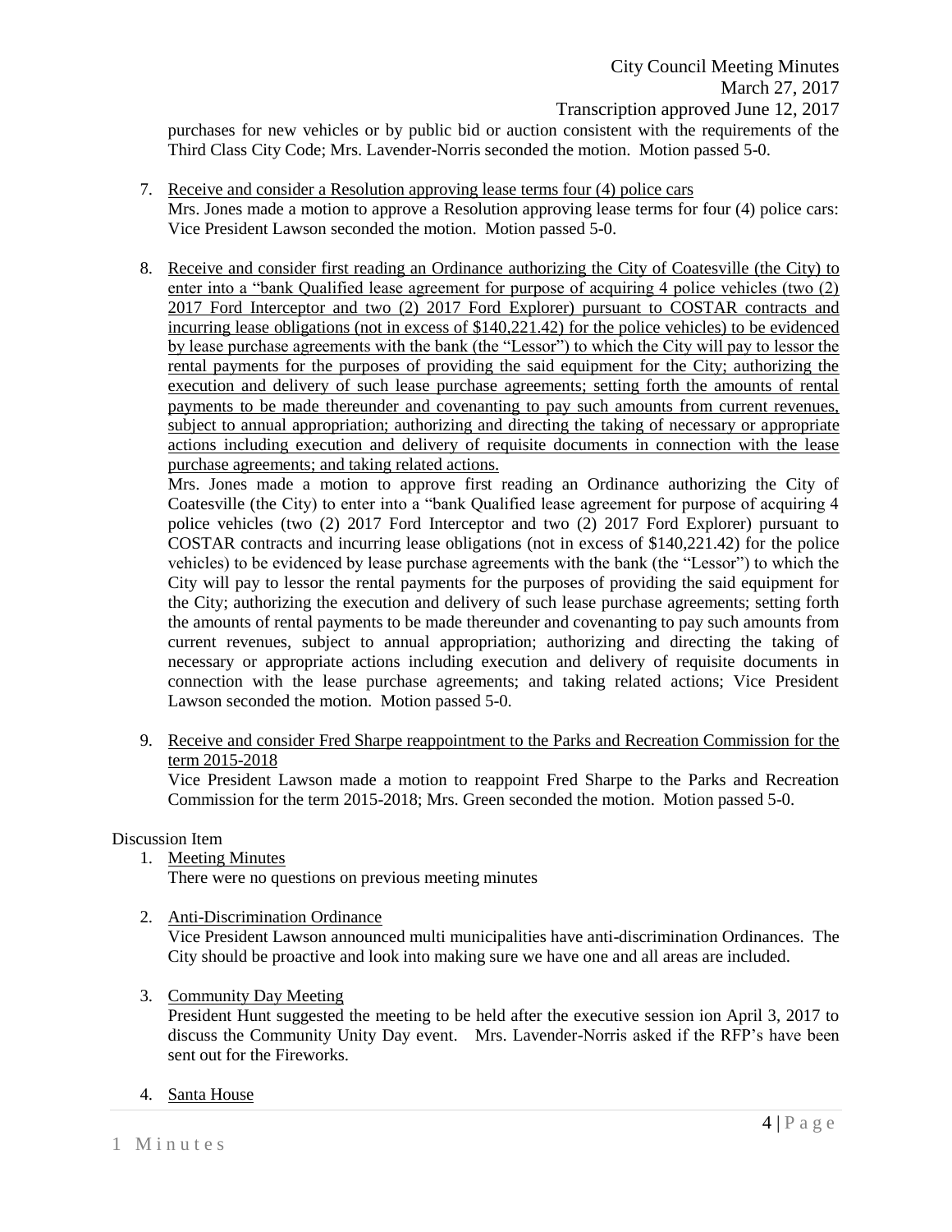purchases for new vehicles or by public bid or auction consistent with the requirements of the Third Class City Code; Mrs. Lavender-Norris seconded the motion. Motion passed 5-0.

7. Receive and consider a Resolution approving lease terms four (4) police cars
   Mrs. Jones made a motion to approve a Resolution approving lease terms for four (4) police cars: Vice President Lawson seconded the motion. Motion passed 5-0.

8. Receive and consider first reading an Ordinance authorizing the City of Coatesville (the City) to enter into a "bank Qualified lease agreement for purpose of acquiring 4 police vehicles (two (2) 2017 Ford Interceptor and two (2) 2017 Ford Explorer) pursuant to COSTAR contracts and incurring lease obligations (not in excess of $140,221.42) for the police vehicles) to be evidenced by lease purchase agreements with the bank (the "Lessor") to which the City will pay to lessor the rental payments for the purposes of providing the said equipment for the City; authorizing the execution and delivery of such lease purchase agreements; setting forth the amounts of rental payments to be made thereunder and covenanting to pay such amounts from current revenues, subject to annual appropriation; authorizing and directing the taking of necessary or appropriate actions including execution and delivery of requisite documents in connection with the lease purchase agreements; and taking related actions.
   Mrs. Jones made a motion to approve first reading an Ordinance authorizing the City of Coatesville (the City) to enter into a "bank Qualified lease agreement for purpose of acquiring 4 police vehicles (two (2) 2017 Ford Interceptor and two (2) 2017 Ford Explorer) pursuant to COSTAR contracts and incurring lease obligations (not in excess of $140,221.42) for the police vehicles) to be evidenced by lease purchase agreements with the bank (the "Lessor") to which the City will pay to lessor the rental payments for the purposes of providing the said equipment for the City; authorizing the execution and delivery of such lease purchase agreements; setting forth the amounts of rental payments to be made thereunder and covenanting to pay such amounts from current revenues, subject to annual appropriation; authorizing and directing the taking of necessary or appropriate actions including execution and delivery of requisite documents in connection with the lease purchase agreements; and taking related actions; Vice President Lawson seconded the motion. Motion passed 5-0.

9. Receive and consider Fred Sharpe reappointment to the Parks and Recreation Commission for the term 2015-2018
   Vice President Lawson made a motion to reappoint Fred Sharpe to the Parks and Recreation Commission for the term 2015-2018; Mrs. Green seconded the motion. Motion passed 5-0.

Discussion Item

1. Meeting Minutes
   There were no questions on previous meeting minutes

2. Anti-Discrimination Ordinance
   Vice President Lawson announced multi municipalities have anti-discrimination Ordinances. The City should be proactive and look into making sure we have one and all areas are included.

3. Community Day Meeting
   President Hunt suggested the meeting to be held after the executive session ion April 3, 2017 to discuss the Community Unity Day event. Mrs. Lavender-Norris asked if the RFP's have been sent out for the Fireworks.

4. Santa House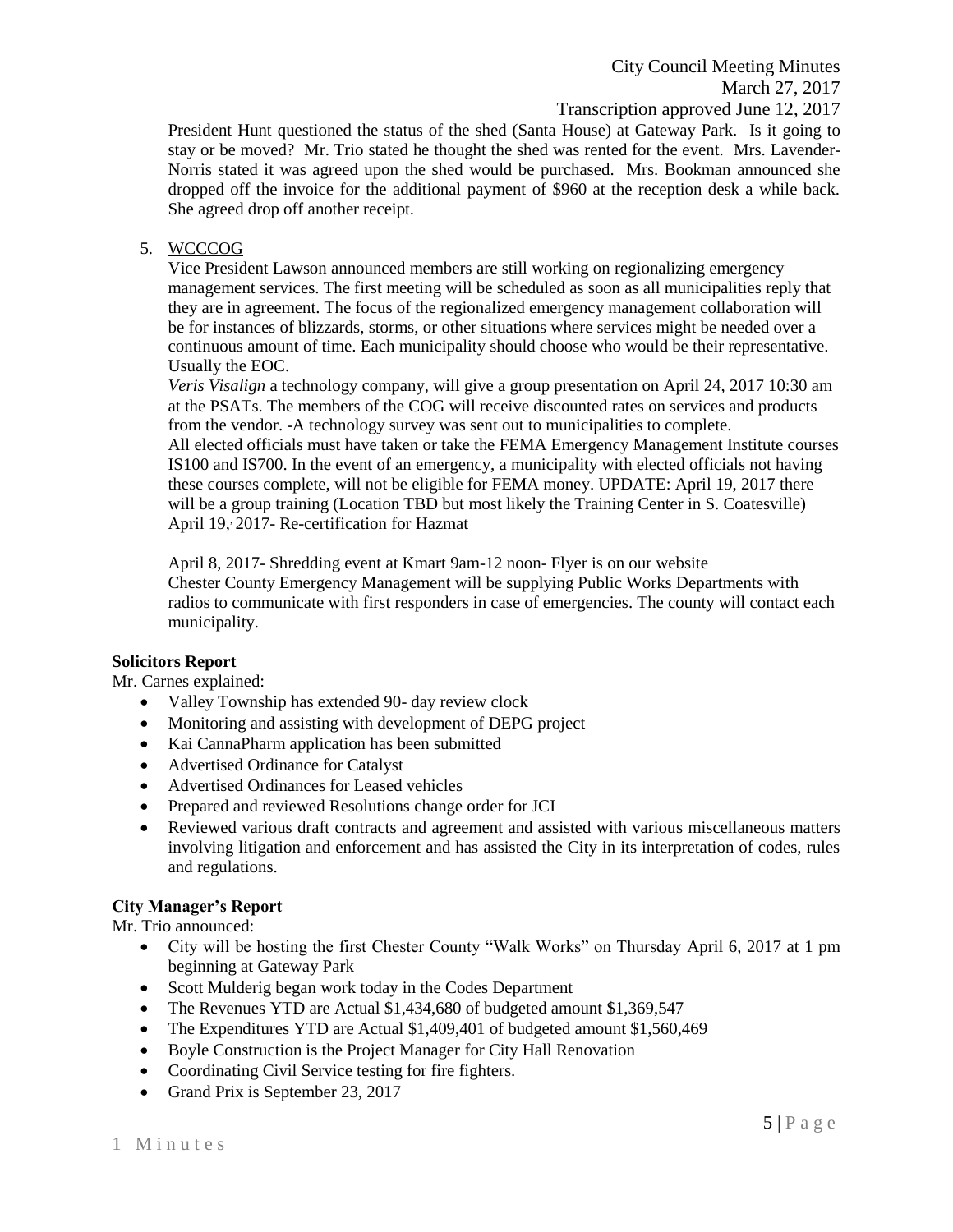President Hunt questioned the status of the shed (Santa House) at Gateway Park. Is it going to stay or be moved? Mr. Trio stated he thought the shed was rented for the event. Mrs. Lavender-Norris stated it was agreed upon the shed would be purchased. Mrs. Bookman announced she dropped off the invoice for the additional payment of $960 at the reception desk a while back. She agreed drop off another receipt.

5. WCCCOG

   Vice President Lawson announced members are still working on regionalizing emergency management services. The first meeting will be scheduled as soon as all municipalities reply that they are in agreement. The focus of the regionalized emergency management collaboration will be for instances of blizzards, storms, or other situations where services might be needed over a continuous amount of time. Each municipality should choose who would be their representative. Usually the EOC.

   *Veris Visalign* a technology company, will give a group presentation on April 24, 2017 10:30 am at the PSATs. The members of the COG will receive discounted rates on services and products from the vendor. -A technology survey was sent out to municipalities to complete.

   All elected officials must have taken or take the FEMA Emergency Management Institute courses IS100 and IS700. In the event of an emergency, a municipality with elected officials not having these courses complete, will not be eligible for FEMA money. UPDATE: April 19, 2017 there will be a group training (Location TBD but most likely the Training Center in S. Coatesville)

   April 19, 2017- Re-certification for Hazmat

   April 8, 2017- Shredding event at Kmart 9am-12 noon- Flyer is on our website

   Chester County Emergency Management will be supplying Public Works Departments with radios to communicate with first responders in case of emergencies. The county will contact each municipality.

**Solicitors Report**

Mr. Carnes explained:

- Valley Township has extended 90- day review clock
- Monitoring and assisting with development of DEPG project
- Kai CannaPharm application has been submitted
- Advertised Ordinance for Catalyst
- Advertised Ordinances for Leased vehicles
- Prepared and reviewed Resolutions change order for JCI
- Reviewed various draft contracts and agreement and assisted with various miscellaneous matters involving litigation and enforcement and has assisted the City in its interpretation of codes, rules and regulations.

**City Manager's Report**

Mr. Trio announced:

- City will be hosting the first Chester County "Walk Works" on Thursday April 6, 2017 at 1 pm beginning at Gateway Park
- Scott Mulderig began work today in the Codes Department
- The Revenues YTD are Actual $1,434,680 of budgeted amount $1,369,547
- The Expenditures YTD are Actual $1,409,401 of budgeted amount $1,560,469
- Boyle Construction is the Project Manager for City Hall Renovation
- Coordinating Civil Service testing for fire fighters.
- Grand Prix is September 23, 2017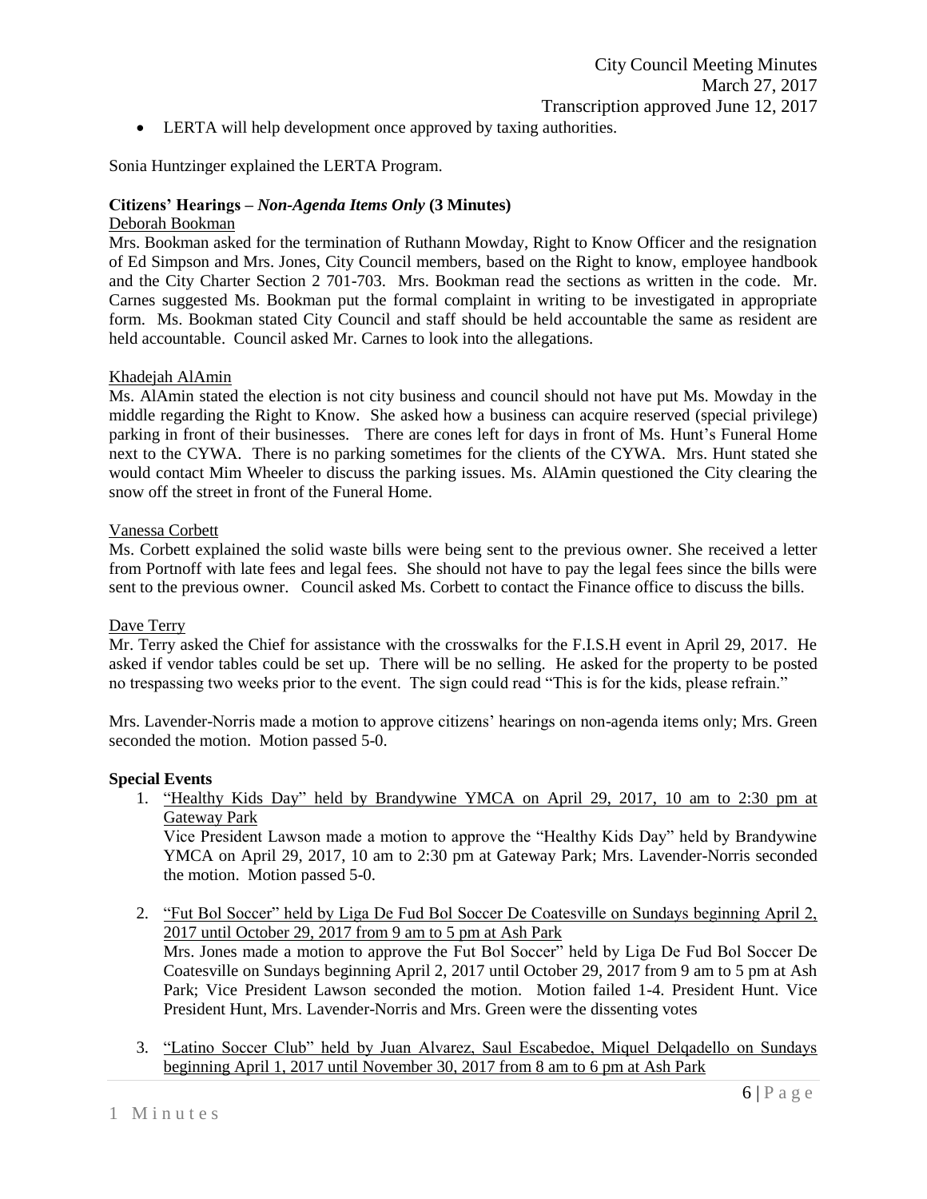- LERTA will help development once approved by taxing authorities.

Sonia Huntzinger explained the LERTA Program.

**Citizens' Hearings –** ***Non-Agenda Items Only*** **(3 Minutes)**

Deborah Bookman

Mrs. Bookman asked for the termination of Ruthann Mowday, Right to Know Officer and the resignation of Ed Simpson and Mrs. Jones, City Council members, based on the Right to know, employee handbook and the City Charter Section 2 701-703. Mrs. Bookman read the sections as written in the code. Mr. Carnes suggested Ms. Bookman put the formal complaint in writing to be investigated in appropriate form. Ms. Bookman stated City Council and staff should be held accountable the same as resident are held accountable. Council asked Mr. Carnes to look into the allegations.

Khadejah AlAmin

Ms. AlAmin stated the election is not city business and council should not have put Ms. Mowday in the middle regarding the Right to Know. She asked how a business can acquire reserved (special privilege) parking in front of their businesses. There are cones left for days in front of Ms. Hunt's Funeral Home next to the CYWA. There is no parking sometimes for the clients of the CYWA. Mrs. Hunt stated she would contact Mim Wheeler to discuss the parking issues. Ms. AlAmin questioned the City clearing the snow off the street in front of the Funeral Home.

Vanessa Corbett

Ms. Corbett explained the solid waste bills were being sent to the previous owner. She received a letter from Portnoff with late fees and legal fees. She should not have to pay the legal fees since the bills were sent to the previous owner. Council asked Ms. Corbett to contact the Finance office to discuss the bills.

Dave Terry

Mr. Terry asked the Chief for assistance with the crosswalks for the F.I.S.H event in April 29, 2017. He asked if vendor tables could be set up. There will be no selling. He asked for the property to be posted no trespassing two weeks prior to the event. The sign could read "This is for the kids, please refrain."

Mrs. Lavender-Norris made a motion to approve citizens' hearings on non-agenda items only; Mrs. Green seconded the motion. Motion passed 5-0.

**Special Events**

1. "Healthy Kids Day" held by Brandywine YMCA on April 29, 2017, 10 am to 2:30 pm at Gateway Park

   Vice President Lawson made a motion to approve the "Healthy Kids Day" held by Brandywine YMCA on April 29, 2017, 10 am to 2:30 pm at Gateway Park; Mrs. Lavender-Norris seconded the motion. Motion passed 5-0.

2. "Fut Bol Soccer" held by Liga De Fud Bol Soccer De Coatesville on Sundays beginning April 2, 2017 until October 29, 2017 from 9 am to 5 pm at Ash Park

   Mrs. Jones made a motion to approve the Fut Bol Soccer" held by Liga De Fud Bol Soccer De Coatesville on Sundays beginning April 2, 2017 until October 29, 2017 from 9 am to 5 pm at Ash Park; Vice President Lawson seconded the motion. Motion failed 1-4. President Hunt. Vice President Hunt, Mrs. Lavender-Norris and Mrs. Green were the dissenting votes

3. "Latino Soccer Club" held by Juan Alvarez, Saul Escabedoe, Miquel Delqadello on Sundays beginning April 1, 2017 until November 30, 2017 from 8 am to 6 pm at Ash Park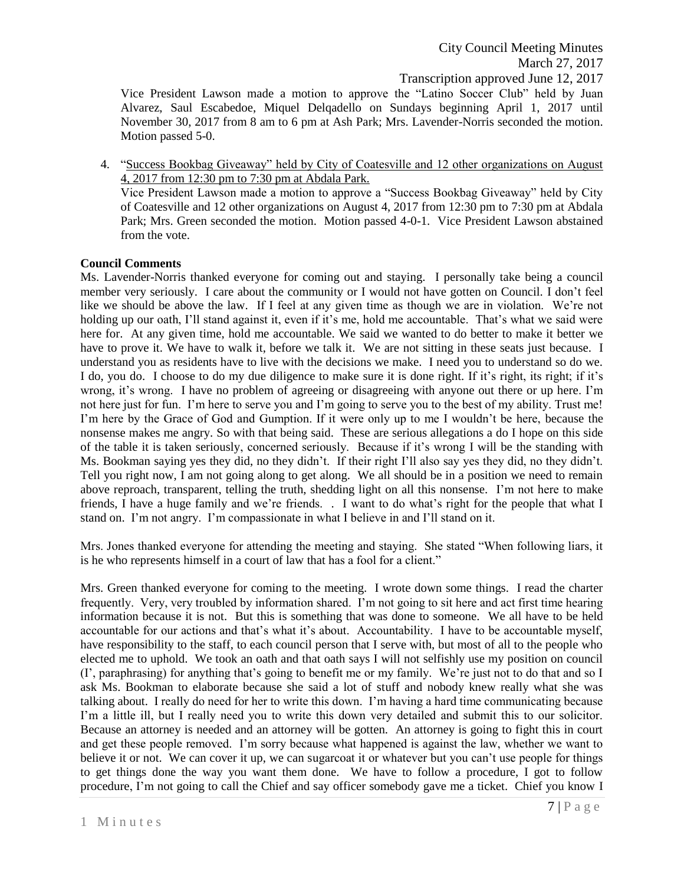Vice President Lawson made a motion to approve the "Latino Soccer Club" held by Juan Alvarez, Saul Escabedoe, Miquel Delqadello on Sundays beginning April 1, 2017 until November 30, 2017 from 8 am to 6 pm at Ash Park; Mrs. Lavender-Norris seconded the motion. Motion passed 5-0.

4. "Success Bookbag Giveaway" held by City of Coatesville and 12 other organizations on August 4, 2017 from 12:30 pm to 7:30 pm at Abdala Park.
   Vice President Lawson made a motion to approve a "Success Bookbag Giveaway" held by City of Coatesville and 12 other organizations on August 4, 2017 from 12:30 pm to 7:30 pm at Abdala Park; Mrs. Green seconded the motion. Motion passed 4-0-1. Vice President Lawson abstained from the vote.

**Council Comments**

Ms. Lavender-Norris thanked everyone for coming out and staying. I personally take being a council member very seriously. I care about the community or I would not have gotten on Council. I don't feel like we should be above the law. If I feel at any given time as though we are in violation. We're not holding up our oath, I'll stand against it, even if it's me, hold me accountable. That's what we said were here for. At any given time, hold me accountable. We said we wanted to do better to make it better we have to prove it. We have to walk it, before we talk it. We are not sitting in these seats just because. I understand you as residents have to live with the decisions we make. I need you to understand so do we. I do, you do. I choose to do my due diligence to make sure it is done right. If it's right, its right; if it's wrong, it's wrong. I have no problem of agreeing or disagreeing with anyone out there or up here. I'm not here just for fun. I'm here to serve you and I'm going to serve you to the best of my ability. Trust me! I'm here by the Grace of God and Gumption. If it were only up to me I wouldn't be here, because the nonsense makes me angry. So with that being said. These are serious allegations a do I hope on this side of the table it is taken seriously, concerned seriously. Because if it's wrong I will be the standing with Ms. Bookman saying yes they did, no they didn't. If their right I'll also say yes they did, no they didn't. Tell you right now, I am not going along to get along. We all should be in a position we need to remain above reproach, transparent, telling the truth, shedding light on all this nonsense. I'm not here to make friends, I have a huge family and we're friends. . I want to do what's right for the people that what I stand on. I'm not angry. I'm compassionate in what I believe in and I'll stand on it.

Mrs. Jones thanked everyone for attending the meeting and staying. She stated "When following liars, it is he who represents himself in a court of law that has a fool for a client."

Mrs. Green thanked everyone for coming to the meeting. I wrote down some things. I read the charter frequently. Very, very troubled by information shared. I'm not going to sit here and act first time hearing information because it is not. But this is something that was done to someone. We all have to be held accountable for our actions and that's what it's about. Accountability. I have to be accountable myself, have responsibility to the staff, to each council person that I serve with, but most of all to the people who elected me to uphold. We took an oath and that oath says I will not selfishly use my position on council (I', paraphrasing) for anything that's going to benefit me or my family. We're just not to do that and so I ask Ms. Bookman to elaborate because she said a lot of stuff and nobody knew really what she was talking about. I really do need for her to write this down. I'm having a hard time communicating because I'm a little ill, but I really need you to write this down very detailed and submit this to our solicitor. Because an attorney is needed and an attorney will be gotten. An attorney is going to fight this in court and get these people removed. I'm sorry because what happened is against the law, whether we want to believe it or not. We can cover it up, we can sugarcoat it or whatever but you can't use people for things to get things done the way you want them done. We have to follow a procedure, I got to follow procedure, I'm not going to call the Chief and say officer somebody gave me a ticket. Chief you know I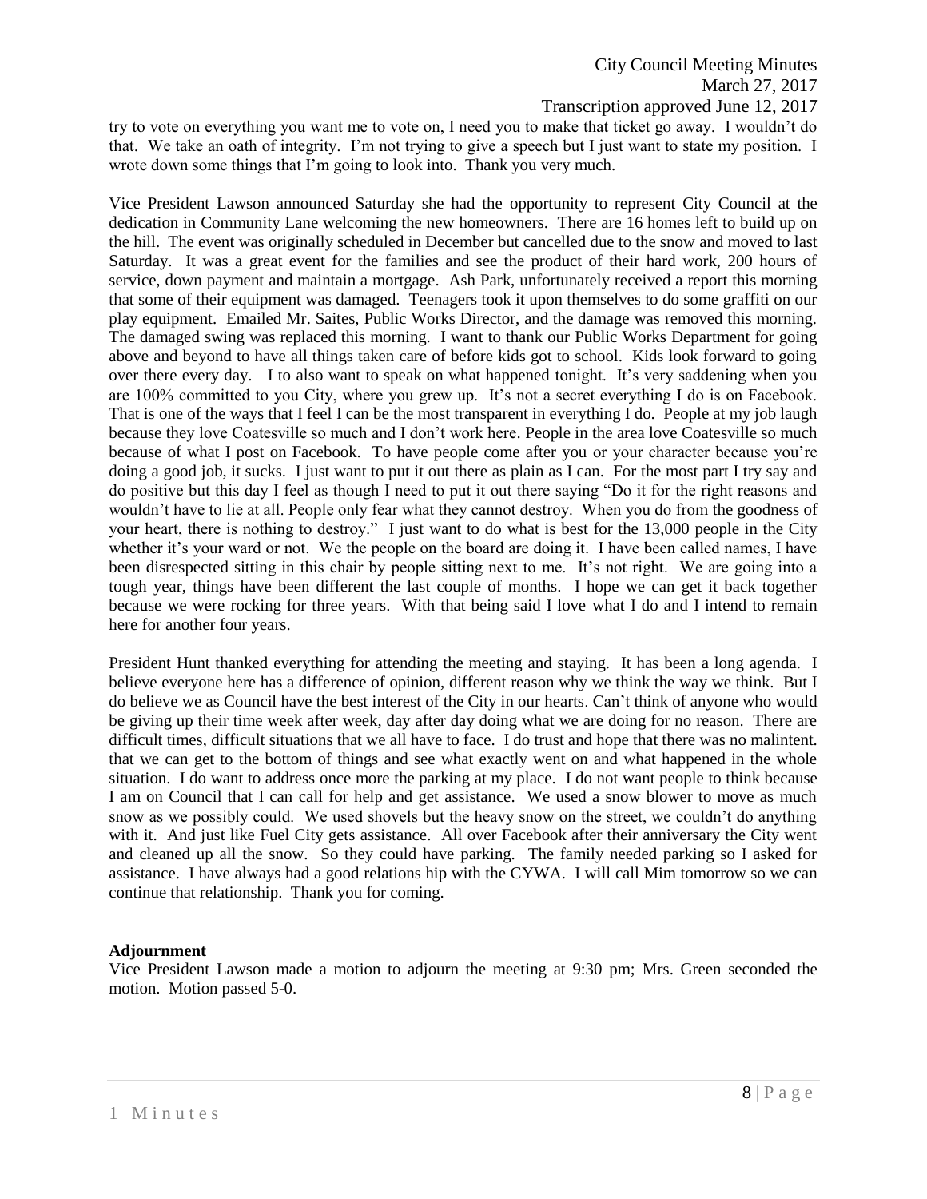try to vote on everything you want me to vote on, I need you to make that ticket go away. I wouldn't do that. We take an oath of integrity. I'm not trying to give a speech but I just want to state my position. I wrote down some things that I'm going to look into. Thank you very much.

Vice President Lawson announced Saturday she had the opportunity to represent City Council at the dedication in Community Lane welcoming the new homeowners. There are 16 homes left to build up on the hill. The event was originally scheduled in December but cancelled due to the snow and moved to last Saturday. It was a great event for the families and see the product of their hard work, 200 hours of service, down payment and maintain a mortgage. Ash Park, unfortunately received a report this morning that some of their equipment was damaged. Teenagers took it upon themselves to do some graffiti on our play equipment. Emailed Mr. Saites, Public Works Director, and the damage was removed this morning. The damaged swing was replaced this morning. I want to thank our Public Works Department for going above and beyond to have all things taken care of before kids got to school. Kids look forward to going over there every day. I to also want to speak on what happened tonight. It's very saddening when you are 100% committed to you City, where you grew up. It's not a secret everything I do is on Facebook. That is one of the ways that I feel I can be the most transparent in everything I do. People at my job laugh because they love Coatesville so much and I don't work here. People in the area love Coatesville so much because of what I post on Facebook. To have people come after you or your character because you're doing a good job, it sucks. I just want to put it out there as plain as I can. For the most part I try say and do positive but this day I feel as though I need to put it out there saying "Do it for the right reasons and wouldn't have to lie at all. People only fear what they cannot destroy. When you do from the goodness of your heart, there is nothing to destroy." I just want to do what is best for the 13,000 people in the City whether it's your ward or not. We the people on the board are doing it. I have been called names, I have been disrespected sitting in this chair by people sitting next to me. It's not right. We are going into a tough year, things have been different the last couple of months. I hope we can get it back together because we were rocking for three years. With that being said I love what I do and I intend to remain here for another four years.

President Hunt thanked everything for attending the meeting and staying. It has been a long agenda. I believe everyone here has a difference of opinion, different reason why we think the way we think. But I do believe we as Council have the best interest of the City in our hearts. Can't think of anyone who would be giving up their time week after week, day after day doing what we are doing for no reason. There are difficult times, difficult situations that we all have to face. I do trust and hope that there was no malintent. that we can get to the bottom of things and see what exactly went on and what happened in the whole situation. I do want to address once more the parking at my place. I do not want people to think because I am on Council that I can call for help and get assistance. We used a snow blower to move as much snow as we possibly could. We used shovels but the heavy snow on the street, we couldn't do anything with it. And just like Fuel City gets assistance. All over Facebook after their anniversary the City went and cleaned up all the snow. So they could have parking. The family needed parking so I asked for assistance. I have always had a good relations hip with the CYWA. I will call Mim tomorrow so we can continue that relationship. Thank you for coming.

**Adjournment**

Vice President Lawson made a motion to adjourn the meeting at 9:30 pm; Mrs. Green seconded the motion. Motion passed 5-0.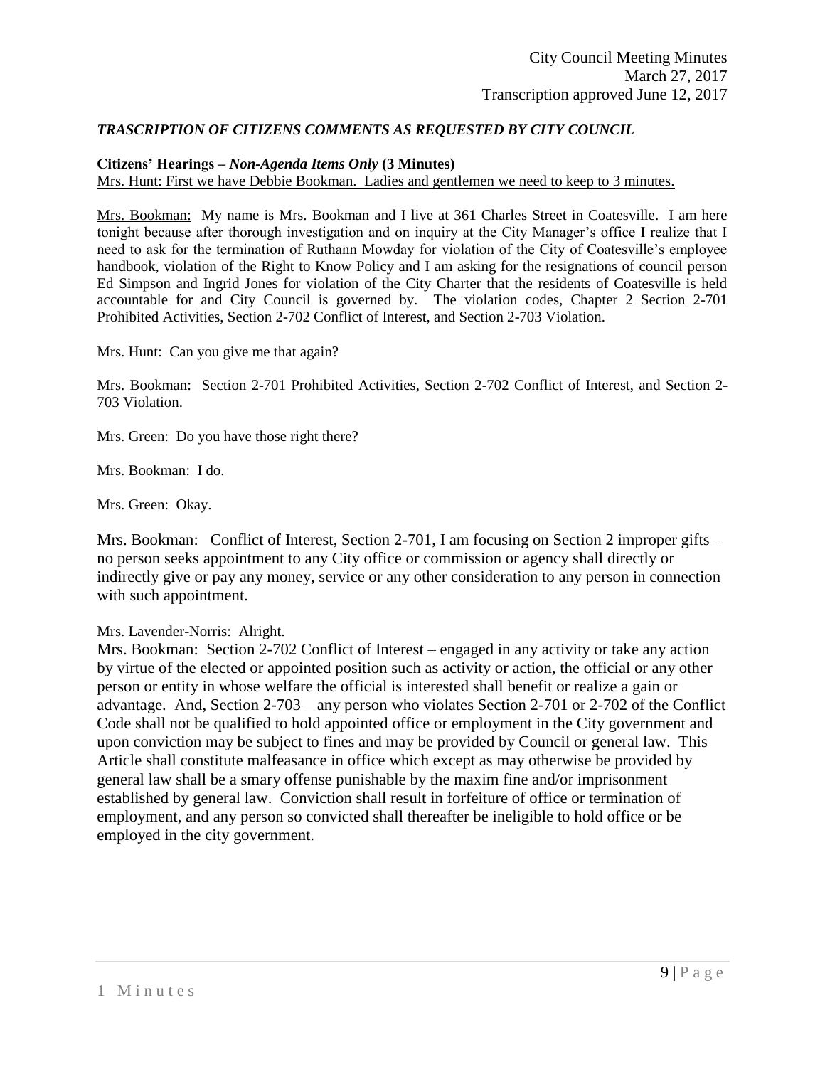*TRASCRIPTION OF CITIZENS COMMENTS AS REQUESTED BY CITY COUNCIL*

**Citizens' Hearings –** ***Non-Agenda Items Only*** **(3 Minutes)**

Mrs. Hunt: First we have Debbie Bookman. Ladies and gentlemen we need to keep to 3 minutes.

Mrs. Bookman: My name is Mrs. Bookman and I live at 361 Charles Street in Coatesville. I am here tonight because after thorough investigation and on inquiry at the City Manager's office I realize that I need to ask for the termination of Ruthann Mowday for violation of the City of Coatesville's employee handbook, violation of the Right to Know Policy and I am asking for the resignations of council person Ed Simpson and Ingrid Jones for violation of the City Charter that the residents of Coatesville is held accountable for and City Council is governed by. The violation codes, Chapter 2 Section 2-701 Prohibited Activities, Section 2-702 Conflict of Interest, and Section 2-703 Violation.

Mrs. Hunt: Can you give me that again?

Mrs. Bookman: Section 2-701 Prohibited Activities, Section 2-702 Conflict of Interest, and Section 2-703 Violation.

Mrs. Green: Do you have those right there?

Mrs. Bookman: I do.

Mrs. Green: Okay.

Mrs. Bookman: Conflict of Interest, Section 2-701, I am focusing on Section 2 improper gifts – no person seeks appointment to any City office or commission or agency shall directly or indirectly give or pay any money, service or any other consideration to any person in connection with such appointment.

Mrs. Lavender-Norris: Alright.

Mrs. Bookman: Section 2-702 Conflict of Interest – engaged in any activity or take any action by virtue of the elected or appointed position such as activity or action, the official or any other person or entity in whose welfare the official is interested shall benefit or realize a gain or advantage. And, Section 2-703 – any person who violates Section 2-701 or 2-702 of the Conflict Code shall not be qualified to hold appointed office or employment in the City government and upon conviction may be subject to fines and may be provided by Council or general law. This Article shall constitute malfeasance in office which except as may otherwise be provided by general law shall be a smary offense punishable by the maxim fine and/or imprisonment established by general law. Conviction shall result in forfeiture of office or termination of employment, and any person so convicted shall thereafter be ineligible to hold office or be employed in the city government.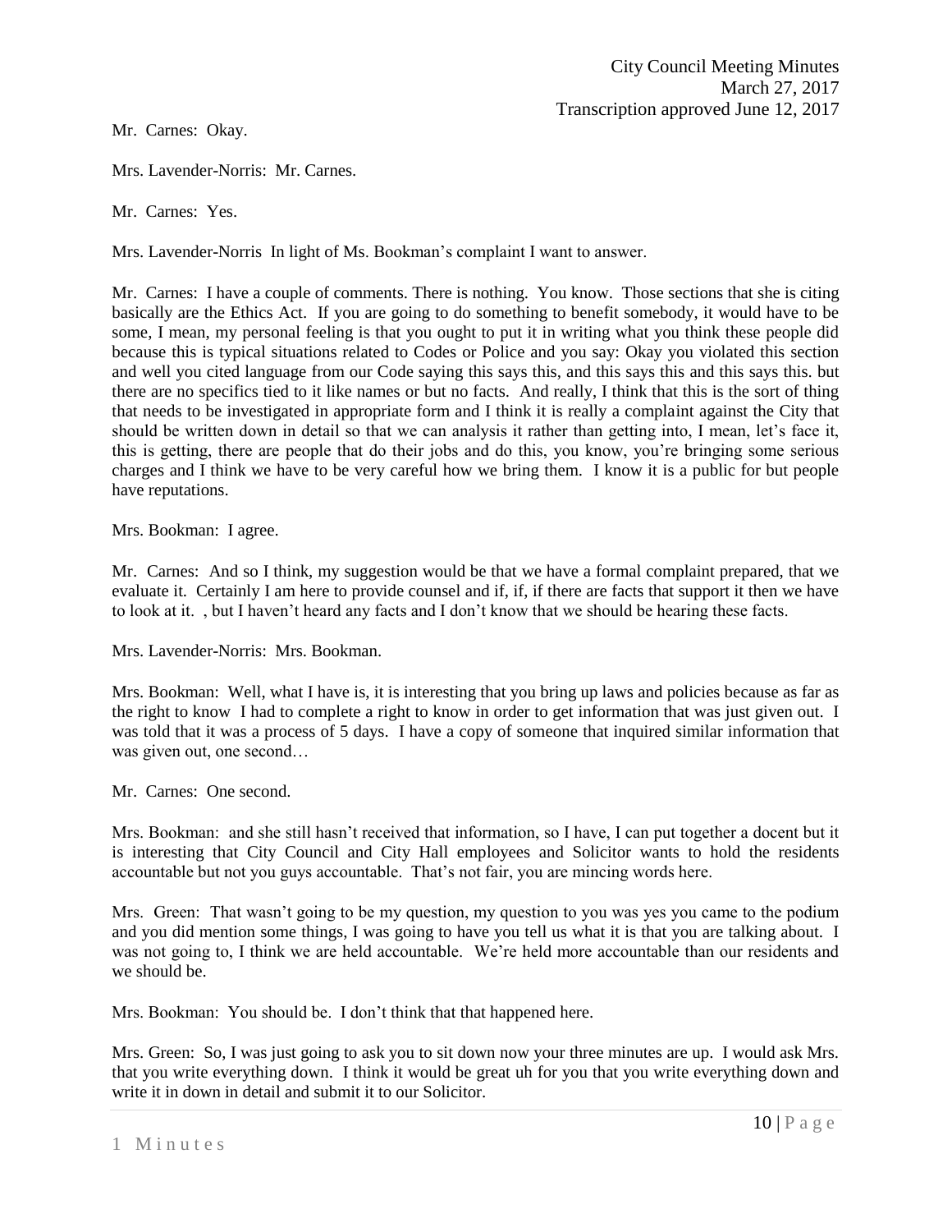Mr. Carnes: Okay.

Mrs. Lavender-Norris: Mr. Carnes.

Mr. Carnes: Yes.

Mrs. Lavender-Norris In light of Ms. Bookman's complaint I want to answer.

Mr. Carnes: I have a couple of comments. There is nothing. You know. Those sections that she is citing basically are the Ethics Act. If you are going to do something to benefit somebody, it would have to be some, I mean, my personal feeling is that you ought to put it in writing what you think these people did because this is typical situations related to Codes or Police and you say: Okay you violated this section and well you cited language from our Code saying this says this, and this says this and this says this. but there are no specifics tied to it like names or but no facts. And really, I think that this is the sort of thing that needs to be investigated in appropriate form and I think it is really a complaint against the City that should be written down in detail so that we can analysis it rather than getting into, I mean, let's face it, this is getting, there are people that do their jobs and do this, you know, you're bringing some serious charges and I think we have to be very careful how we bring them. I know it is a public for but people have reputations.

Mrs. Bookman: I agree.

Mr. Carnes: And so I think, my suggestion would be that we have a formal complaint prepared, that we evaluate it. Certainly I am here to provide counsel and if, if, if there are facts that support it then we have to look at it. , but I haven't heard any facts and I don't know that we should be hearing these facts.

Mrs. Lavender-Norris: Mrs. Bookman.

Mrs. Bookman: Well, what I have is, it is interesting that you bring up laws and policies because as far as the right to know I had to complete a right to know in order to get information that was just given out. I was told that it was a process of 5 days. I have a copy of someone that inquired similar information that was given out, one second…

Mr. Carnes: One second.

Mrs. Bookman: and she still hasn't received that information, so I have, I can put together a docent but it is interesting that City Council and City Hall employees and Solicitor wants to hold the residents accountable but not you guys accountable. That's not fair, you are mincing words here.

Mrs. Green: That wasn't going to be my question, my question to you was yes you came to the podium and you did mention some things, I was going to have you tell us what it is that you are talking about. I was not going to, I think we are held accountable. We're held more accountable than our residents and we should be.

Mrs. Bookman: You should be. I don't think that that happened here.

Mrs. Green: So, I was just going to ask you to sit down now your three minutes are up. I would ask Mrs. that you write everything down. I think it would be great uh for you that you write everything down and write it in down in detail and submit it to our Solicitor.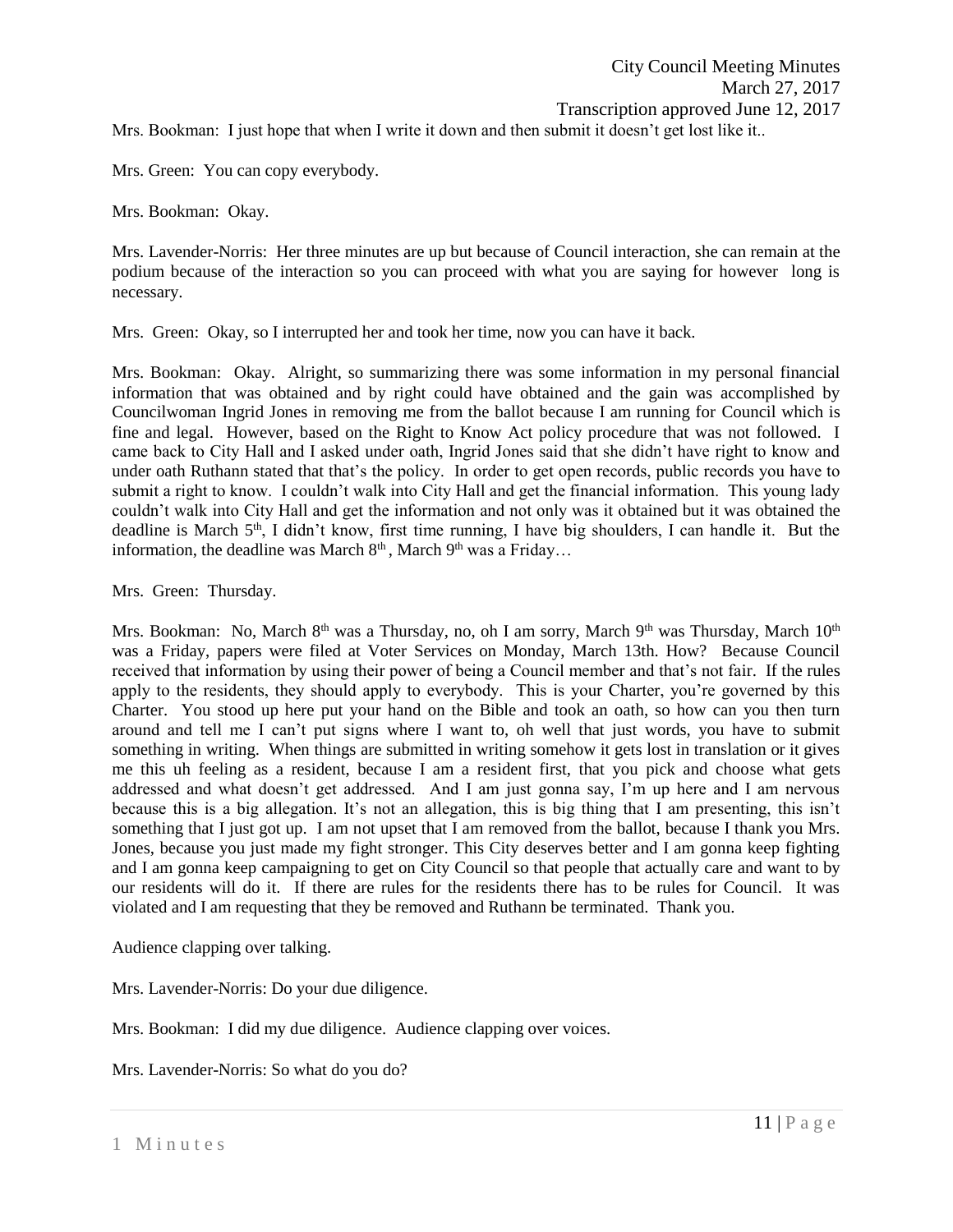Mrs. Bookman: I just hope that when I write it down and then submit it doesn't get lost like it..

Mrs. Green: You can copy everybody.

Mrs. Bookman: Okay.

Mrs. Lavender-Norris: Her three minutes are up but because of Council interaction, she can remain at the podium because of the interaction so you can proceed with what you are saying for however long is necessary.

Mrs. Green: Okay, so I interrupted her and took her time, now you can have it back.

Mrs. Bookman: Okay. Alright, so summarizing there was some information in my personal financial information that was obtained and by right could have obtained and the gain was accomplished by Councilwoman Ingrid Jones in removing me from the ballot because I am running for Council which is fine and legal. However, based on the Right to Know Act policy procedure that was not followed. I came back to City Hall and I asked under oath, Ingrid Jones said that she didn't have right to know and under oath Ruthann stated that that's the policy. In order to get open records, public records you have to submit a right to know. I couldn't walk into City Hall and get the financial information. This young lady couldn't walk into City Hall and get the information and not only was it obtained but it was obtained the deadline is March 5th, I didn't know, first time running, I have big shoulders, I can handle it. But the information, the deadline was March 8th, March 9th was a Friday…

Mrs. Green: Thursday.

Mrs. Bookman: No, March 8th was a Thursday, no, oh I am sorry, March 9th was Thursday, March 10th was a Friday, papers were filed at Voter Services on Monday, March 13th. How? Because Council received that information by using their power of being a Council member and that's not fair. If the rules apply to the residents, they should apply to everybody. This is your Charter, you're governed by this Charter. You stood up here put your hand on the Bible and took an oath, so how can you then turn around and tell me I can't put signs where I want to, oh well that just words, you have to submit something in writing. When things are submitted in writing somehow it gets lost in translation or it gives me this uh feeling as a resident, because I am a resident first, that you pick and choose what gets addressed and what doesn't get addressed. And I am just gonna say, I'm up here and I am nervous because this is a big allegation. It's not an allegation, this is big thing that I am presenting, this isn't something that I just got up. I am not upset that I am removed from the ballot, because I thank you Mrs. Jones, because you just made my fight stronger. This City deserves better and I am gonna keep fighting and I am gonna keep campaigning to get on City Council so that people that actually care and want to by our residents will do it. If there are rules for the residents there has to be rules for Council. It was violated and I am requesting that they be removed and Ruthann be terminated. Thank you.

Audience clapping over talking.

Mrs. Lavender-Norris: Do your due diligence.

Mrs. Bookman: I did my due diligence. Audience clapping over voices.

Mrs. Lavender-Norris: So what do you do?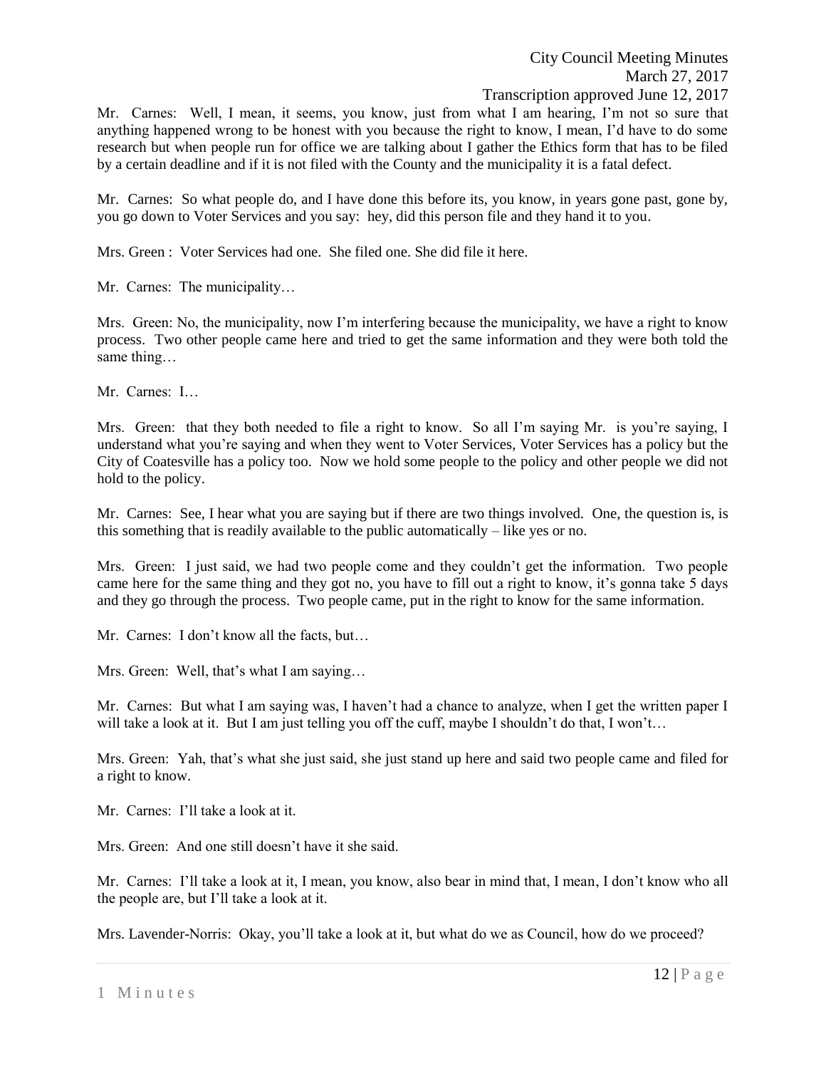Mr. Carnes: Well, I mean, it seems, you know, just from what I am hearing, I'm not so sure that anything happened wrong to be honest with you because the right to know, I mean, I'd have to do some research but when people run for office we are talking about I gather the Ethics form that has to be filed by a certain deadline and if it is not filed with the County and the municipality it is a fatal defect.

Mr. Carnes: So what people do, and I have done this before its, you know, in years gone past, gone by, you go down to Voter Services and you say: hey, did this person file and they hand it to you.

Mrs. Green : Voter Services had one. She filed one. She did file it here.

Mr. Carnes: The municipality…

Mrs. Green: No, the municipality, now I'm interfering because the municipality, we have a right to know process. Two other people came here and tried to get the same information and they were both told the same thing…

Mr. Carnes: I…

Mrs. Green: that they both needed to file a right to know. So all I'm saying Mr. is you're saying, I understand what you're saying and when they went to Voter Services, Voter Services has a policy but the City of Coatesville has a policy too. Now we hold some people to the policy and other people we did not hold to the policy.

Mr. Carnes: See, I hear what you are saying but if there are two things involved. One, the question is, is this something that is readily available to the public automatically – like yes or no.

Mrs. Green: I just said, we had two people come and they couldn't get the information. Two people came here for the same thing and they got no, you have to fill out a right to know, it's gonna take 5 days and they go through the process. Two people came, put in the right to know for the same information.

Mr. Carnes: I don't know all the facts, but…

Mrs. Green: Well, that's what I am saying…

Mr. Carnes: But what I am saying was, I haven't had a chance to analyze, when I get the written paper I will take a look at it. But I am just telling you off the cuff, maybe I shouldn't do that, I won't…

Mrs. Green: Yah, that's what she just said, she just stand up here and said two people came and filed for a right to know.

Mr. Carnes: I'll take a look at it.

Mrs. Green: And one still doesn't have it she said.

Mr. Carnes: I'll take a look at it, I mean, you know, also bear in mind that, I mean, I don't know who all the people are, but I'll take a look at it.

Mrs. Lavender-Norris: Okay, you'll take a look at it, but what do we as Council, how do we proceed?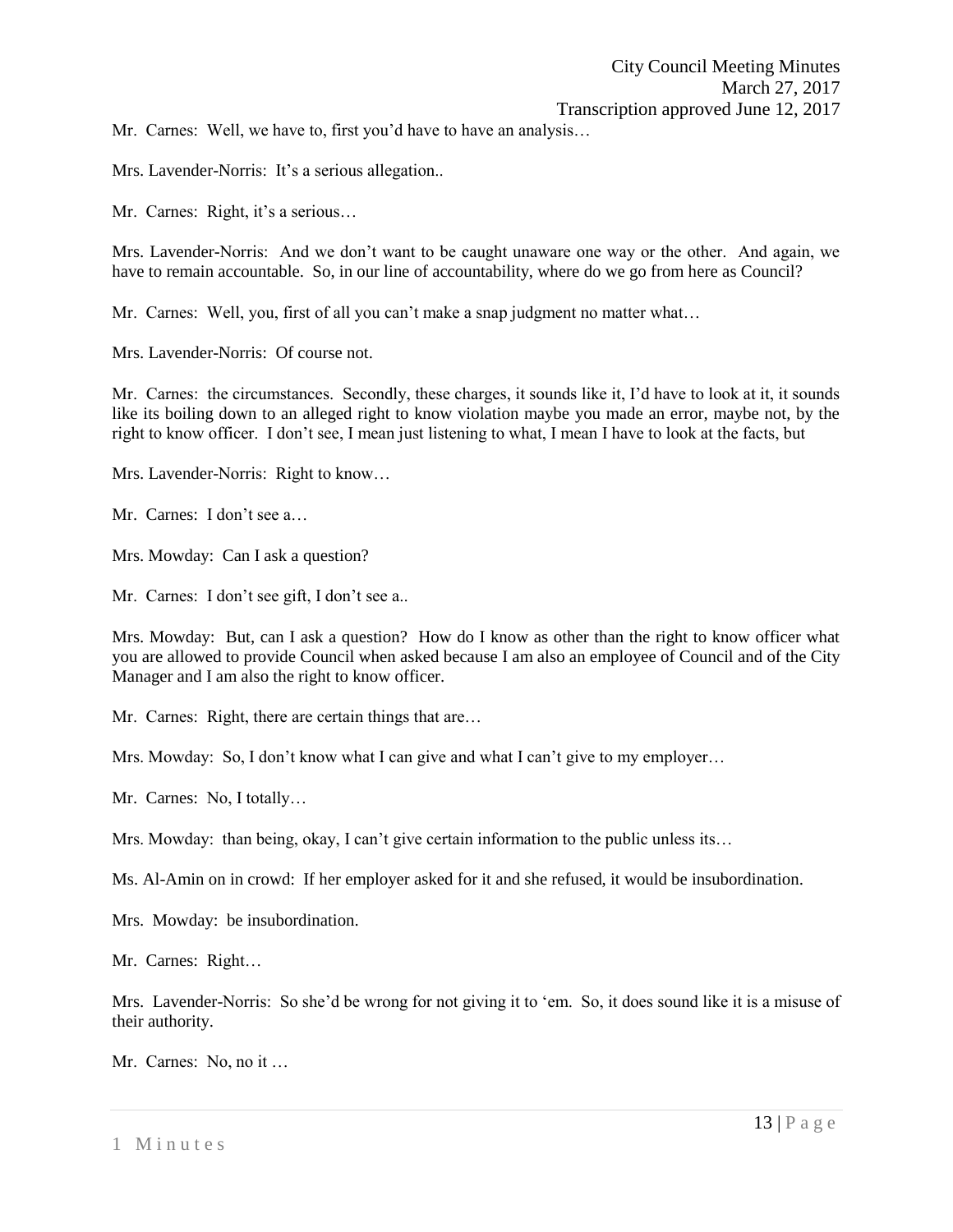Mr. Carnes: Well, we have to, first you'd have to have an analysis…

Mrs. Lavender-Norris: It's a serious allegation..

Mr. Carnes: Right, it's a serious…

Mrs. Lavender-Norris: And we don't want to be caught unaware one way or the other. And again, we have to remain accountable. So, in our line of accountability, where do we go from here as Council?

Mr. Carnes: Well, you, first of all you can't make a snap judgment no matter what…

Mrs. Lavender-Norris: Of course not.

Mr. Carnes: the circumstances. Secondly, these charges, it sounds like it, I'd have to look at it, it sounds like its boiling down to an alleged right to know violation maybe you made an error, maybe not, by the right to know officer. I don't see, I mean just listening to what, I mean I have to look at the facts, but

Mrs. Lavender-Norris: Right to know…

Mr. Carnes: I don't see a…

Mrs. Mowday: Can I ask a question?

Mr. Carnes: I don't see gift, I don't see a..

Mrs. Mowday: But, can I ask a question? How do I know as other than the right to know officer what you are allowed to provide Council when asked because I am also an employee of Council and of the City Manager and I am also the right to know officer.

Mr. Carnes: Right, there are certain things that are…

Mrs. Mowday: So, I don't know what I can give and what I can't give to my employer…

Mr. Carnes: No, I totally…

Mrs. Mowday: than being, okay, I can't give certain information to the public unless its…

Ms. Al-Amin on in crowd: If her employer asked for it and she refused, it would be insubordination.

Mrs. Mowday: be insubordination.

Mr. Carnes: Right…

Mrs. Lavender-Norris: So she'd be wrong for not giving it to 'em. So, it does sound like it is a misuse of their authority.

Mr. Carnes: No, no it …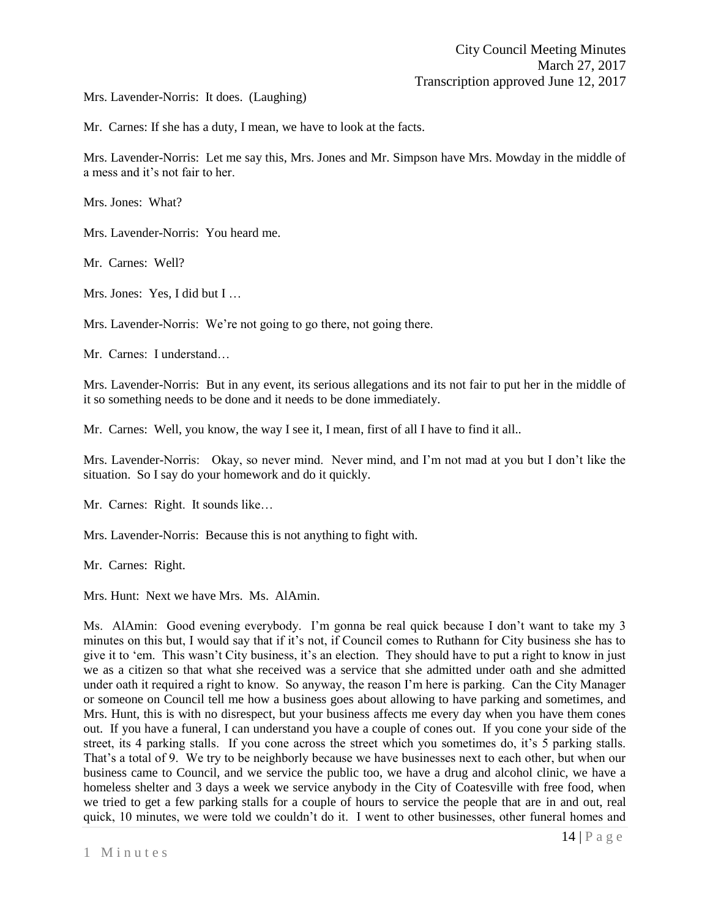Mrs. Lavender-Norris: It does. (Laughing)

Mr. Carnes: If she has a duty, I mean, we have to look at the facts.

Mrs. Lavender-Norris: Let me say this, Mrs. Jones and Mr. Simpson have Mrs. Mowday in the middle of a mess and it's not fair to her.

Mrs. Jones: What?

Mrs. Lavender-Norris: You heard me.

Mr. Carnes: Well?

Mrs. Jones: Yes, I did but I …

Mrs. Lavender-Norris: We're not going to go there, not going there.

Mr. Carnes: I understand…

Mrs. Lavender-Norris: But in any event, its serious allegations and its not fair to put her in the middle of it so something needs to be done and it needs to be done immediately.

Mr. Carnes: Well, you know, the way I see it, I mean, first of all I have to find it all..

Mrs. Lavender-Norris: Okay, so never mind. Never mind, and I'm not mad at you but I don't like the situation. So I say do your homework and do it quickly.

Mr. Carnes: Right. It sounds like…

Mrs. Lavender-Norris: Because this is not anything to fight with.

Mr. Carnes: Right.

Mrs. Hunt: Next we have Mrs. Ms. AlAmin.

Ms. AlAmin: Good evening everybody. I'm gonna be real quick because I don't want to take my 3 minutes on this but, I would say that if it's not, if Council comes to Ruthann for City business she has to give it to 'em. This wasn't City business, it's an election. They should have to put a right to know in just we as a citizen so that what she received was a service that she admitted under oath and she admitted under oath it required a right to know. So anyway, the reason I'm here is parking. Can the City Manager or someone on Council tell me how a business goes about allowing to have parking and sometimes, and Mrs. Hunt, this is with no disrespect, but your business affects me every day when you have them cones out. If you have a funeral, I can understand you have a couple of cones out. If you cone your side of the street, its 4 parking stalls. If you cone across the street which you sometimes do, it's 5 parking stalls. That's a total of 9. We try to be neighborly because we have businesses next to each other, but when our business came to Council, and we service the public too, we have a drug and alcohol clinic, we have a homeless shelter and 3 days a week we service anybody in the City of Coatesville with free food, when we tried to get a few parking stalls for a couple of hours to service the people that are in and out, real quick, 10 minutes, we were told we couldn't do it. I went to other businesses, other funeral homes and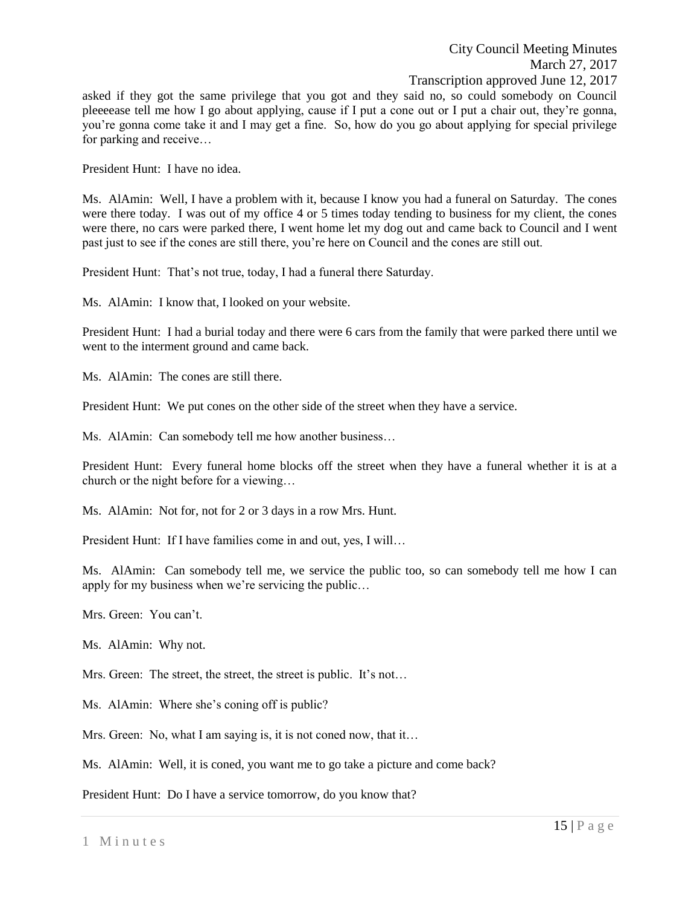asked if they got the same privilege that you got and they said no, so could somebody on Council pleeeease tell me how I go about applying, cause if I put a cone out or I put a chair out, they're gonna, you're gonna come take it and I may get a fine. So, how do you go about applying for special privilege for parking and receive…

President Hunt: I have no idea.

Ms. AlAmin: Well, I have a problem with it, because I know you had a funeral on Saturday. The cones were there today. I was out of my office 4 or 5 times today tending to business for my client, the cones were there, no cars were parked there, I went home let my dog out and came back to Council and I went past just to see if the cones are still there, you're here on Council and the cones are still out.

President Hunt: That's not true, today, I had a funeral there Saturday.

Ms. AlAmin: I know that, I looked on your website.

President Hunt: I had a burial today and there were 6 cars from the family that were parked there until we went to the interment ground and came back.

Ms. AlAmin: The cones are still there.

President Hunt: We put cones on the other side of the street when they have a service.

Ms. AlAmin: Can somebody tell me how another business…

President Hunt: Every funeral home blocks off the street when they have a funeral whether it is at a church or the night before for a viewing…

Ms. AlAmin: Not for, not for 2 or 3 days in a row Mrs. Hunt.

President Hunt: If I have families come in and out, yes, I will…

Ms. AlAmin: Can somebody tell me, we service the public too, so can somebody tell me how I can apply for my business when we're servicing the public…

Mrs. Green: You can't.

Ms. AlAmin: Why not.

Mrs. Green: The street, the street, the street is public. It's not…

Ms. AlAmin: Where she's coning off is public?

Mrs. Green: No, what I am saying is, it is not coned now, that it…

Ms. AlAmin: Well, it is coned, you want me to go take a picture and come back?

President Hunt: Do I have a service tomorrow, do you know that?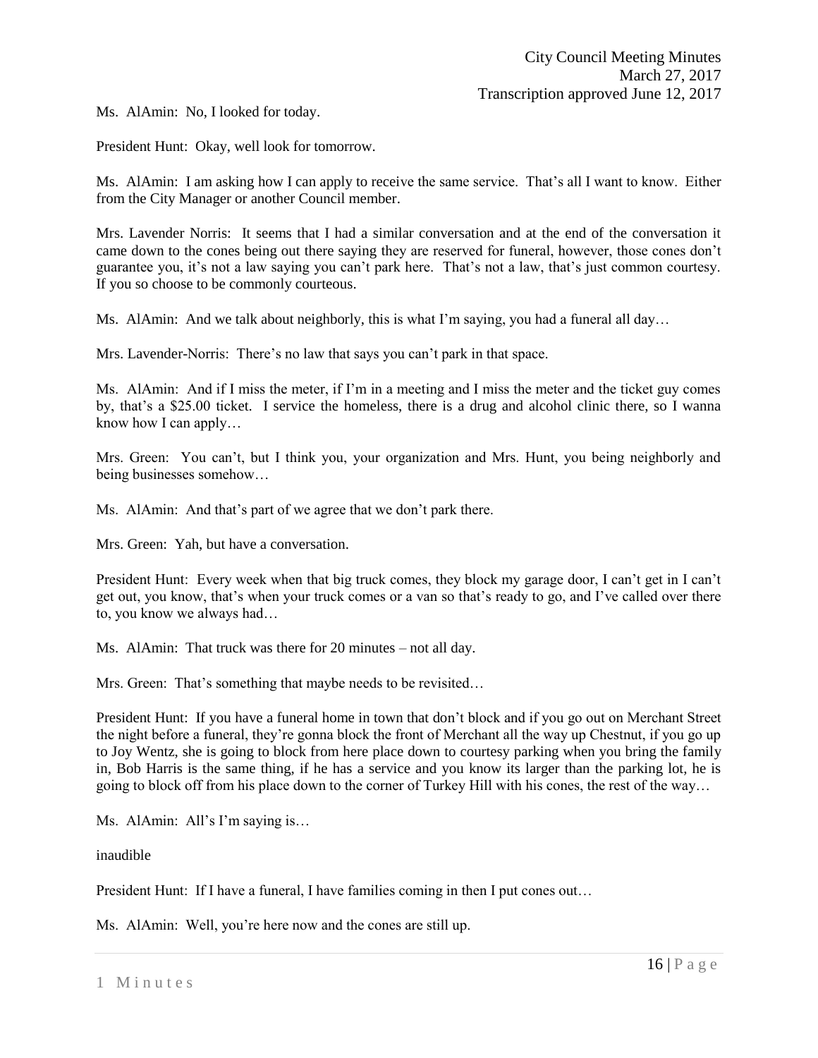Ms. AlAmin: No, I looked for today.

President Hunt: Okay, well look for tomorrow.

Ms. AlAmin: I am asking how I can apply to receive the same service. That's all I want to know. Either from the City Manager or another Council member.

Mrs. Lavender Norris: It seems that I had a similar conversation and at the end of the conversation it came down to the cones being out there saying they are reserved for funeral, however, those cones don't guarantee you, it's not a law saying you can't park here. That's not a law, that's just common courtesy. If you so choose to be commonly courteous.

Ms. AlAmin: And we talk about neighborly, this is what I'm saying, you had a funeral all day…

Mrs. Lavender-Norris: There's no law that says you can't park in that space.

Ms. AlAmin: And if I miss the meter, if I'm in a meeting and I miss the meter and the ticket guy comes by, that's a $25.00 ticket. I service the homeless, there is a drug and alcohol clinic there, so I wanna know how I can apply…

Mrs. Green: You can't, but I think you, your organization and Mrs. Hunt, you being neighborly and being businesses somehow…

Ms. AlAmin: And that's part of we agree that we don't park there.

Mrs. Green: Yah, but have a conversation.

President Hunt: Every week when that big truck comes, they block my garage door, I can't get in I can't get out, you know, that's when your truck comes or a van so that's ready to go, and I've called over there to, you know we always had…

Ms. AlAmin: That truck was there for 20 minutes – not all day.

Mrs. Green: That's something that maybe needs to be revisited…

President Hunt: If you have a funeral home in town that don't block and if you go out on Merchant Street the night before a funeral, they're gonna block the front of Merchant all the way up Chestnut, if you go up to Joy Wentz, she is going to block from here place down to courtesy parking when you bring the family in, Bob Harris is the same thing, if he has a service and you know its larger than the parking lot, he is going to block off from his place down to the corner of Turkey Hill with his cones, the rest of the way…

Ms. AlAmin: All's I'm saying is…

inaudible

President Hunt: If I have a funeral, I have families coming in then I put cones out…

Ms. AlAmin: Well, you're here now and the cones are still up.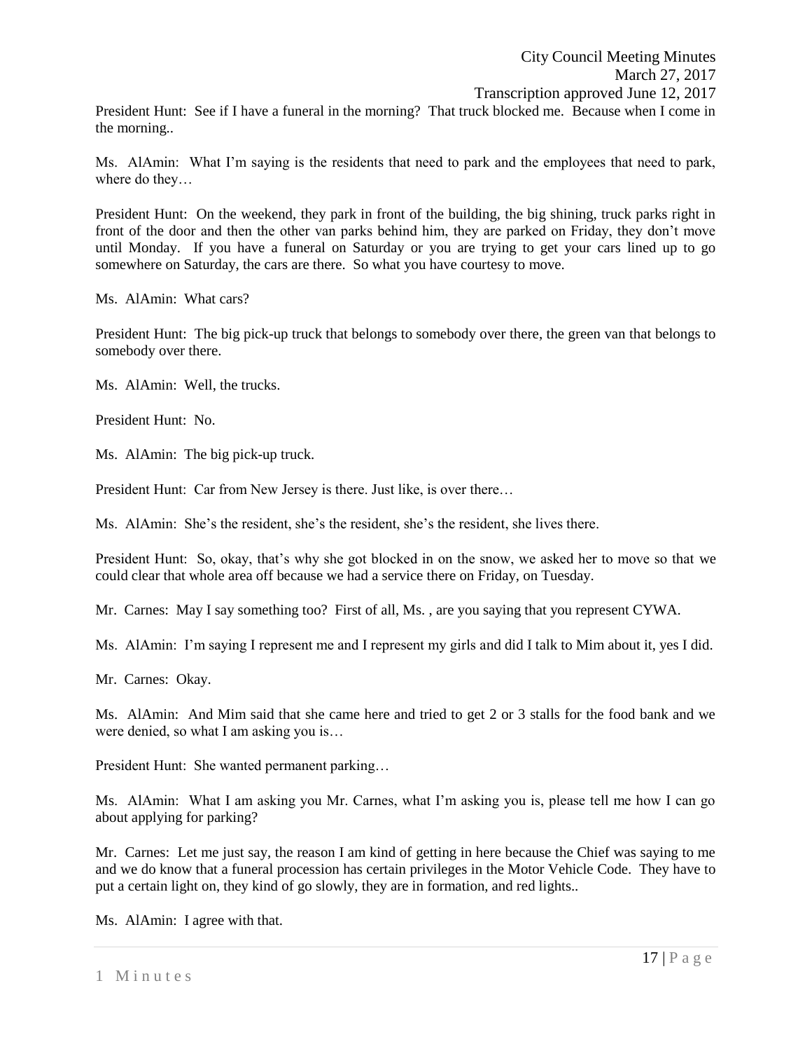President Hunt: See if I have a funeral in the morning? That truck blocked me. Because when I come in the morning..

Ms. AlAmin: What I'm saying is the residents that need to park and the employees that need to park, where do they…

President Hunt: On the weekend, they park in front of the building, the big shining, truck parks right in front of the door and then the other van parks behind him, they are parked on Friday, they don't move until Monday. If you have a funeral on Saturday or you are trying to get your cars lined up to go somewhere on Saturday, the cars are there. So what you have courtesy to move.

Ms. AlAmin: What cars?

President Hunt: The big pick-up truck that belongs to somebody over there, the green van that belongs to somebody over there.

Ms. AlAmin: Well, the trucks.

President Hunt: No.

Ms. AlAmin: The big pick-up truck.

President Hunt: Car from New Jersey is there. Just like, is over there…

Ms. AlAmin: She's the resident, she's the resident, she's the resident, she lives there.

President Hunt: So, okay, that's why she got blocked in on the snow, we asked her to move so that we could clear that whole area off because we had a service there on Friday, on Tuesday.

Mr. Carnes: May I say something too? First of all, Ms. , are you saying that you represent CYWA.

Ms. AlAmin: I'm saying I represent me and I represent my girls and did I talk to Mim about it, yes I did.

Mr. Carnes: Okay.

Ms. AlAmin: And Mim said that she came here and tried to get 2 or 3 stalls for the food bank and we were denied, so what I am asking you is…

President Hunt: She wanted permanent parking…

Ms. AlAmin: What I am asking you Mr. Carnes, what I'm asking you is, please tell me how I can go about applying for parking?

Mr. Carnes: Let me just say, the reason I am kind of getting in here because the Chief was saying to me and we do know that a funeral procession has certain privileges in the Motor Vehicle Code. They have to put a certain light on, they kind of go slowly, they are in formation, and red lights..

Ms. AlAmin: I agree with that.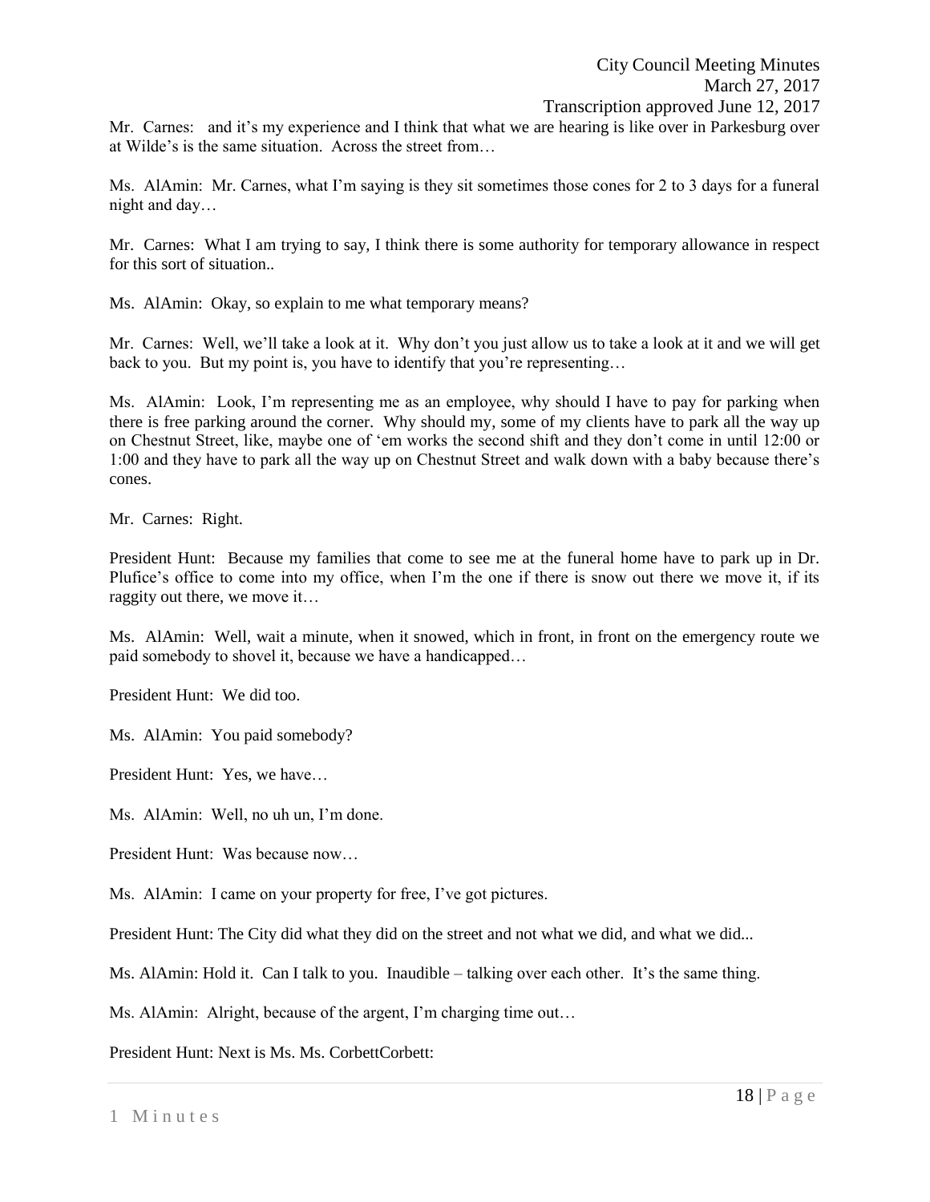Mr. Carnes: and it's my experience and I think that what we are hearing is like over in Parkesburg over at Wilde's is the same situation. Across the street from…

Ms. AlAmin: Mr. Carnes, what I'm saying is they sit sometimes those cones for 2 to 3 days for a funeral night and day…

Mr. Carnes: What I am trying to say, I think there is some authority for temporary allowance in respect for this sort of situation..

Ms. AlAmin: Okay, so explain to me what temporary means?

Mr. Carnes: Well, we'll take a look at it. Why don't you just allow us to take a look at it and we will get back to you. But my point is, you have to identify that you're representing…

Ms. AlAmin: Look, I'm representing me as an employee, why should I have to pay for parking when there is free parking around the corner. Why should my, some of my clients have to park all the way up on Chestnut Street, like, maybe one of 'em works the second shift and they don't come in until 12:00 or 1:00 and they have to park all the way up on Chestnut Street and walk down with a baby because there's cones.

Mr. Carnes: Right.

President Hunt: Because my families that come to see me at the funeral home have to park up in Dr. Plufice's office to come into my office, when I'm the one if there is snow out there we move it, if its raggity out there, we move it…

Ms. AlAmin: Well, wait a minute, when it snowed, which in front, in front on the emergency route we paid somebody to shovel it, because we have a handicapped…

President Hunt: We did too.

Ms. AlAmin: You paid somebody?

President Hunt: Yes, we have…

Ms. AlAmin: Well, no uh un, I'm done.

President Hunt: Was because now…

Ms. AlAmin: I came on your property for free, I've got pictures.

President Hunt: The City did what they did on the street and not what we did, and what we did...

Ms. AlAmin: Hold it. Can I talk to you. Inaudible – talking over each other. It's the same thing.

Ms. AlAmin: Alright, because of the argent, I'm charging time out…

President Hunt: Next is Ms. Ms. CorbettCorbett: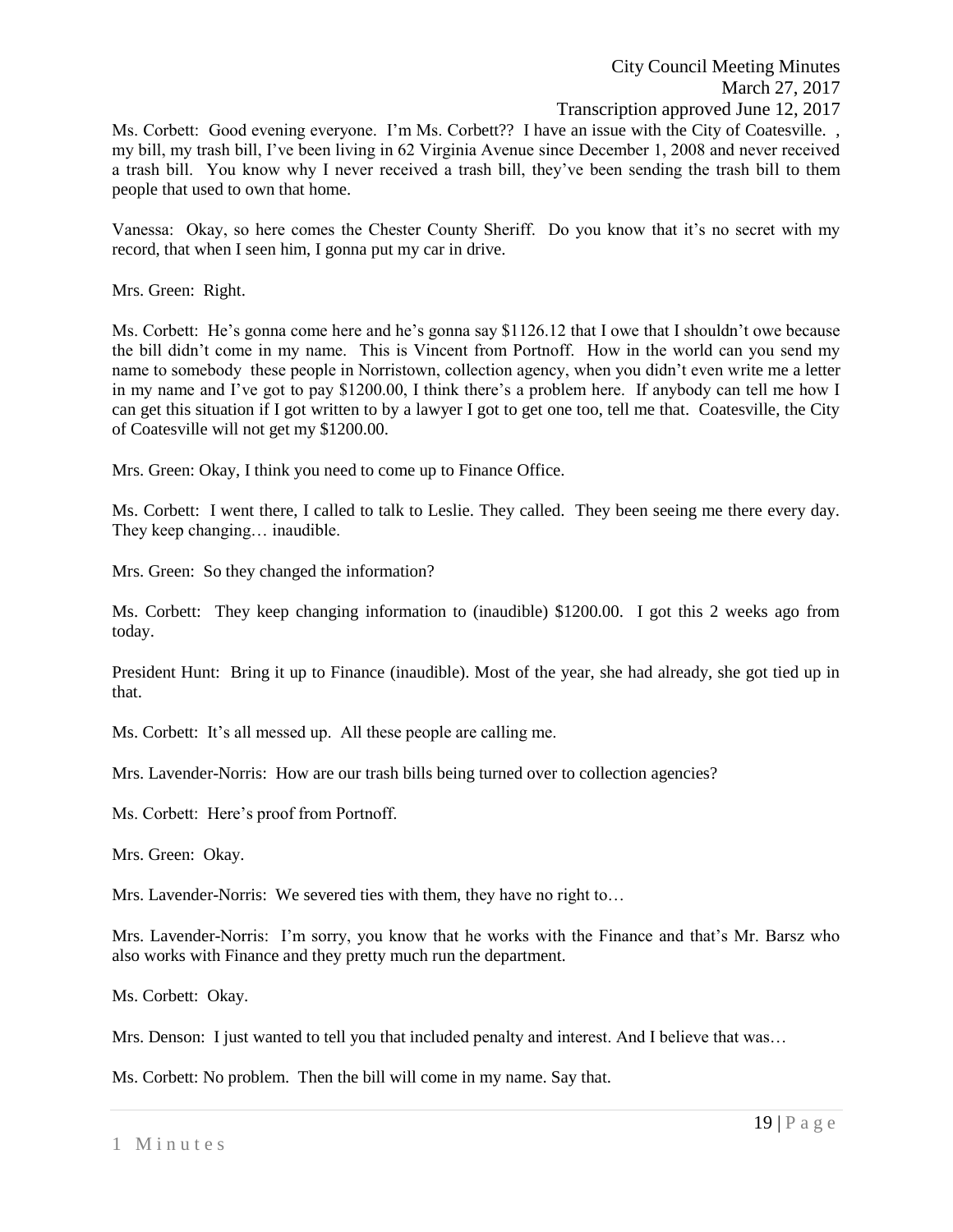Ms. Corbett: Good evening everyone. I'm Ms. Corbett?? I have an issue with the City of Coatesville. , my bill, my trash bill, I've been living in 62 Virginia Avenue since December 1, 2008 and never received a trash bill. You know why I never received a trash bill, they've been sending the trash bill to them people that used to own that home.

Vanessa: Okay, so here comes the Chester County Sheriff. Do you know that it's no secret with my record, that when I seen him, I gonna put my car in drive.

Mrs. Green: Right.

Ms. Corbett: He's gonna come here and he's gonna say $1126.12 that I owe that I shouldn't owe because the bill didn't come in my name. This is Vincent from Portnoff. How in the world can you send my name to somebody these people in Norristown, collection agency, when you didn't even write me a letter in my name and I've got to pay $1200.00, I think there's a problem here. If anybody can tell me how I can get this situation if I got written to by a lawyer I got to get one too, tell me that. Coatesville, the City of Coatesville will not get my $1200.00.

Mrs. Green: Okay, I think you need to come up to Finance Office.

Ms. Corbett: I went there, I called to talk to Leslie. They called. They been seeing me there every day. They keep changing… inaudible.

Mrs. Green: So they changed the information?

Ms. Corbett: They keep changing information to (inaudible) $1200.00. I got this 2 weeks ago from today.

President Hunt: Bring it up to Finance (inaudible). Most of the year, she had already, she got tied up in that.

Ms. Corbett: It's all messed up. All these people are calling me.

Mrs. Lavender-Norris: How are our trash bills being turned over to collection agencies?

Ms. Corbett: Here's proof from Portnoff.

Mrs. Green: Okay.

Mrs. Lavender-Norris: We severed ties with them, they have no right to…

Mrs. Lavender-Norris: I'm sorry, you know that he works with the Finance and that's Mr. Barsz who also works with Finance and they pretty much run the department.

Ms. Corbett: Okay.

Mrs. Denson: I just wanted to tell you that included penalty and interest. And I believe that was…

Ms. Corbett: No problem. Then the bill will come in my name. Say that.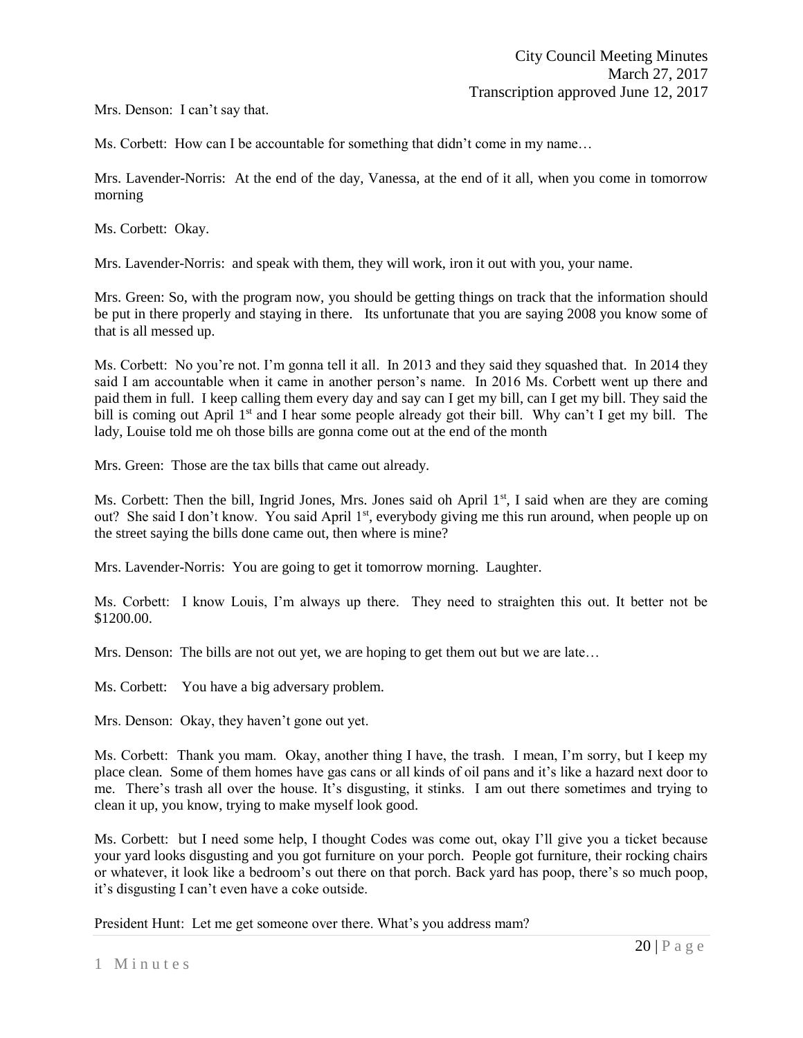Mrs. Denson: I can't say that.

Ms. Corbett: How can I be accountable for something that didn't come in my name…

Mrs. Lavender-Norris: At the end of the day, Vanessa, at the end of it all, when you come in tomorrow morning

Ms. Corbett: Okay.

Mrs. Lavender-Norris: and speak with them, they will work, iron it out with you, your name.

Mrs. Green: So, with the program now, you should be getting things on track that the information should be put in there properly and staying in there. Its unfortunate that you are saying 2008 you know some of that is all messed up.

Ms. Corbett: No you're not. I'm gonna tell it all. In 2013 and they said they squashed that. In 2014 they said I am accountable when it came in another person's name. In 2016 Ms. Corbett went up there and paid them in full. I keep calling them every day and say can I get my bill, can I get my bill. They said the bill is coming out April 1st and I hear some people already got their bill. Why can't I get my bill. The lady, Louise told me oh those bills are gonna come out at the end of the month

Mrs. Green: Those are the tax bills that came out already.

Ms. Corbett: Then the bill, Ingrid Jones, Mrs. Jones said oh April 1st, I said when are they are coming out? She said I don't know. You said April 1st, everybody giving me this run around, when people up on the street saying the bills done came out, then where is mine?

Mrs. Lavender-Norris: You are going to get it tomorrow morning. Laughter.

Ms. Corbett: I know Louis, I'm always up there. They need to straighten this out. It better not be $1200.00.

Mrs. Denson: The bills are not out yet, we are hoping to get them out but we are late…

Ms. Corbett: You have a big adversary problem.

Mrs. Denson: Okay, they haven't gone out yet.

Ms. Corbett: Thank you mam. Okay, another thing I have, the trash. I mean, I'm sorry, but I keep my place clean. Some of them homes have gas cans or all kinds of oil pans and it's like a hazard next door to me. There's trash all over the house. It's disgusting, it stinks. I am out there sometimes and trying to clean it up, you know, trying to make myself look good.

Ms. Corbett: but I need some help, I thought Codes was come out, okay I'll give you a ticket because your yard looks disgusting and you got furniture on your porch. People got furniture, their rocking chairs or whatever, it look like a bedroom's out there on that porch. Back yard has poop, there's so much poop, it's disgusting I can't even have a coke outside.

President Hunt: Let me get someone over there. What's you address mam?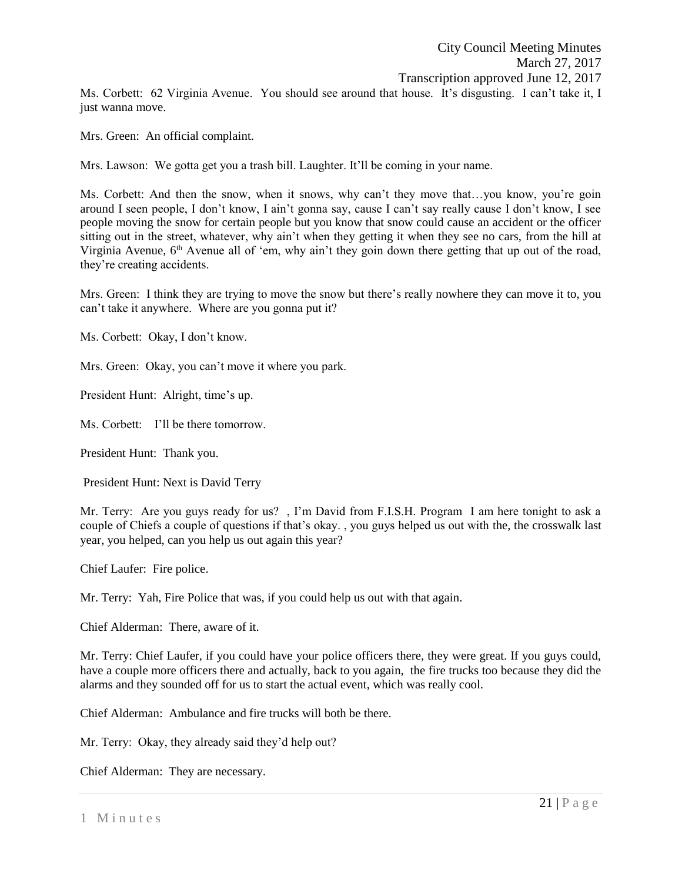Ms. Corbett: 62 Virginia Avenue. You should see around that house. It's disgusting. I can't take it, I just wanna move.

Mrs. Green: An official complaint.

Mrs. Lawson: We gotta get you a trash bill. Laughter. It'll be coming in your name.

Ms. Corbett: And then the snow, when it snows, why can't they move that…you know, you're goin around I seen people, I don't know, I ain't gonna say, cause I can't say really cause I don't know, I see people moving the snow for certain people but you know that snow could cause an accident or the officer sitting out in the street, whatever, why ain't when they getting it when they see no cars, from the hill at Virginia Avenue, 6th Avenue all of 'em, why ain't they goin down there getting that up out of the road, they're creating accidents.

Mrs. Green: I think they are trying to move the snow but there's really nowhere they can move it to, you can't take it anywhere. Where are you gonna put it?

Ms. Corbett: Okay, I don't know.

Mrs. Green: Okay, you can't move it where you park.

President Hunt: Alright, time's up.

Ms. Corbett: I'll be there tomorrow.

President Hunt: Thank you.

President Hunt: Next is David Terry

Mr. Terry: Are you guys ready for us? , I'm David from F.I.S.H. Program I am here tonight to ask a couple of Chiefs a couple of questions if that's okay. , you guys helped us out with the, the crosswalk last year, you helped, can you help us out again this year?

Chief Laufer: Fire police.

Mr. Terry: Yah, Fire Police that was, if you could help us out with that again.

Chief Alderman: There, aware of it.

Mr. Terry: Chief Laufer, if you could have your police officers there, they were great. If you guys could, have a couple more officers there and actually, back to you again, the fire trucks too because they did the alarms and they sounded off for us to start the actual event, which was really cool.

Chief Alderman: Ambulance and fire trucks will both be there.

Mr. Terry: Okay, they already said they'd help out?

Chief Alderman: They are necessary.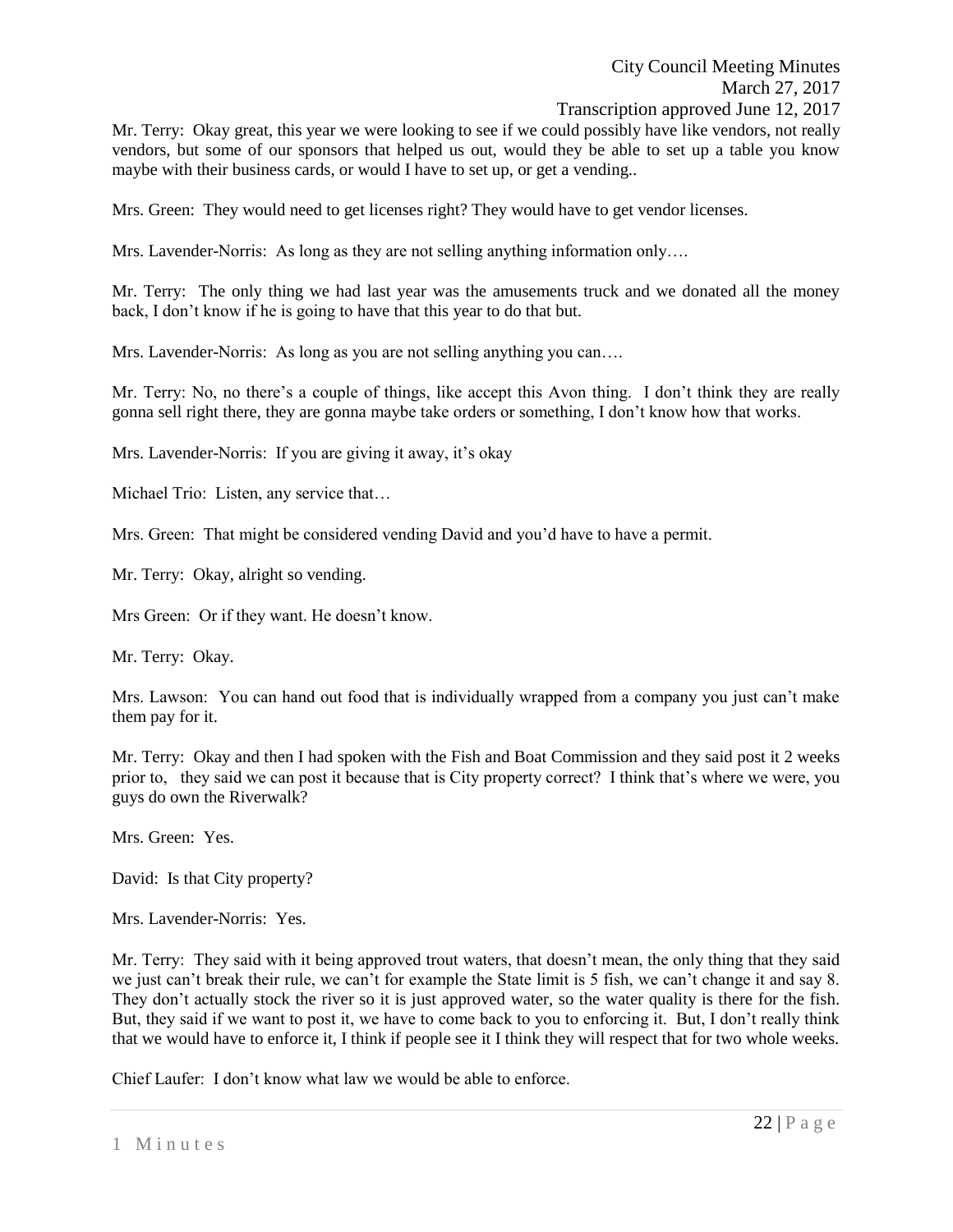Mr. Terry: Okay great, this year we were looking to see if we could possibly have like vendors, not really vendors, but some of our sponsors that helped us out, would they be able to set up a table you know maybe with their business cards, or would I have to set up, or get a vending..

Mrs. Green: They would need to get licenses right? They would have to get vendor licenses.

Mrs. Lavender-Norris: As long as they are not selling anything information only….

Mr. Terry: The only thing we had last year was the amusements truck and we donated all the money back, I don't know if he is going to have that this year to do that but.

Mrs. Lavender-Norris: As long as you are not selling anything you can….

Mr. Terry: No, no there's a couple of things, like accept this Avon thing. I don't think they are really gonna sell right there, they are gonna maybe take orders or something, I don't know how that works.

Mrs. Lavender-Norris: If you are giving it away, it's okay

Michael Trio: Listen, any service that…

Mrs. Green: That might be considered vending David and you'd have to have a permit.

Mr. Terry: Okay, alright so vending.

Mrs Green: Or if they want. He doesn't know.

Mr. Terry: Okay.

Mrs. Lawson: You can hand out food that is individually wrapped from a company you just can't make them pay for it.

Mr. Terry: Okay and then I had spoken with the Fish and Boat Commission and they said post it 2 weeks prior to, they said we can post it because that is City property correct? I think that's where we were, you guys do own the Riverwalk?

Mrs. Green: Yes.

David: Is that City property?

Mrs. Lavender-Norris: Yes.

Mr. Terry: They said with it being approved trout waters, that doesn't mean, the only thing that they said we just can't break their rule, we can't for example the State limit is 5 fish, we can't change it and say 8. They don't actually stock the river so it is just approved water, so the water quality is there for the fish. But, they said if we want to post it, we have to come back to you to enforcing it. But, I don't really think that we would have to enforce it, I think if people see it I think they will respect that for two whole weeks.

Chief Laufer: I don't know what law we would be able to enforce.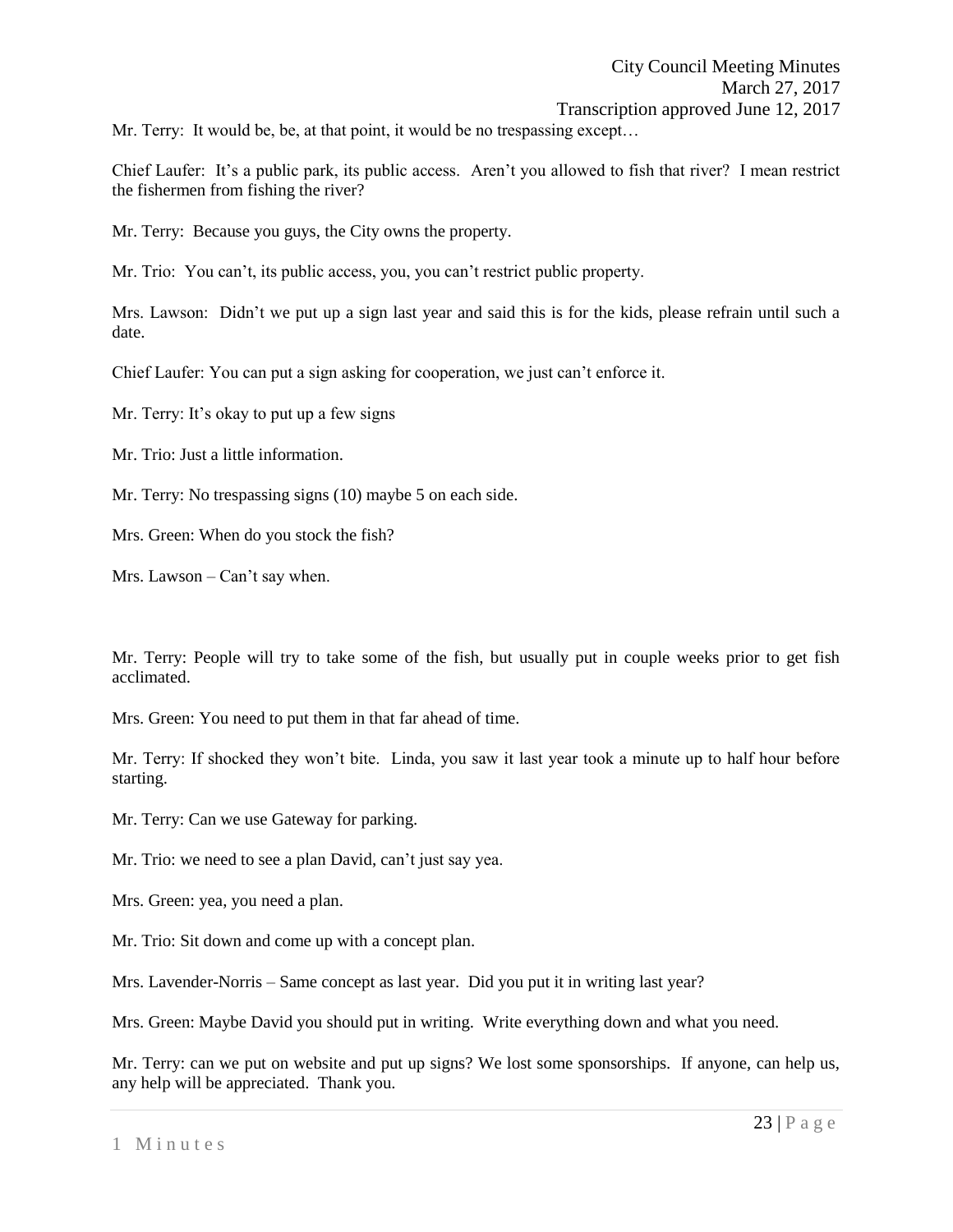Mr. Terry: It would be, be, at that point, it would be no trespassing except…

Chief Laufer: It's a public park, its public access. Aren't you allowed to fish that river? I mean restrict the fishermen from fishing the river?

Mr. Terry: Because you guys, the City owns the property.

Mr. Trio: You can't, its public access, you, you can't restrict public property.

Mrs. Lawson: Didn't we put up a sign last year and said this is for the kids, please refrain until such a date.

Chief Laufer: You can put a sign asking for cooperation, we just can't enforce it.

Mr. Terry: It's okay to put up a few signs

Mr. Trio: Just a little information.

Mr. Terry: No trespassing signs (10) maybe 5 on each side.

Mrs. Green: When do you stock the fish?

Mrs. Lawson – Can't say when.

Mr. Terry: People will try to take some of the fish, but usually put in couple weeks prior to get fish acclimated.

Mrs. Green: You need to put them in that far ahead of time.

Mr. Terry: If shocked they won't bite. Linda, you saw it last year took a minute up to half hour before starting.

Mr. Terry: Can we use Gateway for parking.

Mr. Trio: we need to see a plan David, can't just say yea.

Mrs. Green: yea, you need a plan.

Mr. Trio: Sit down and come up with a concept plan.

Mrs. Lavender-Norris – Same concept as last year. Did you put it in writing last year?

Mrs. Green: Maybe David you should put in writing. Write everything down and what you need.

Mr. Terry: can we put on website and put up signs? We lost some sponsorships. If anyone, can help us, any help will be appreciated. Thank you.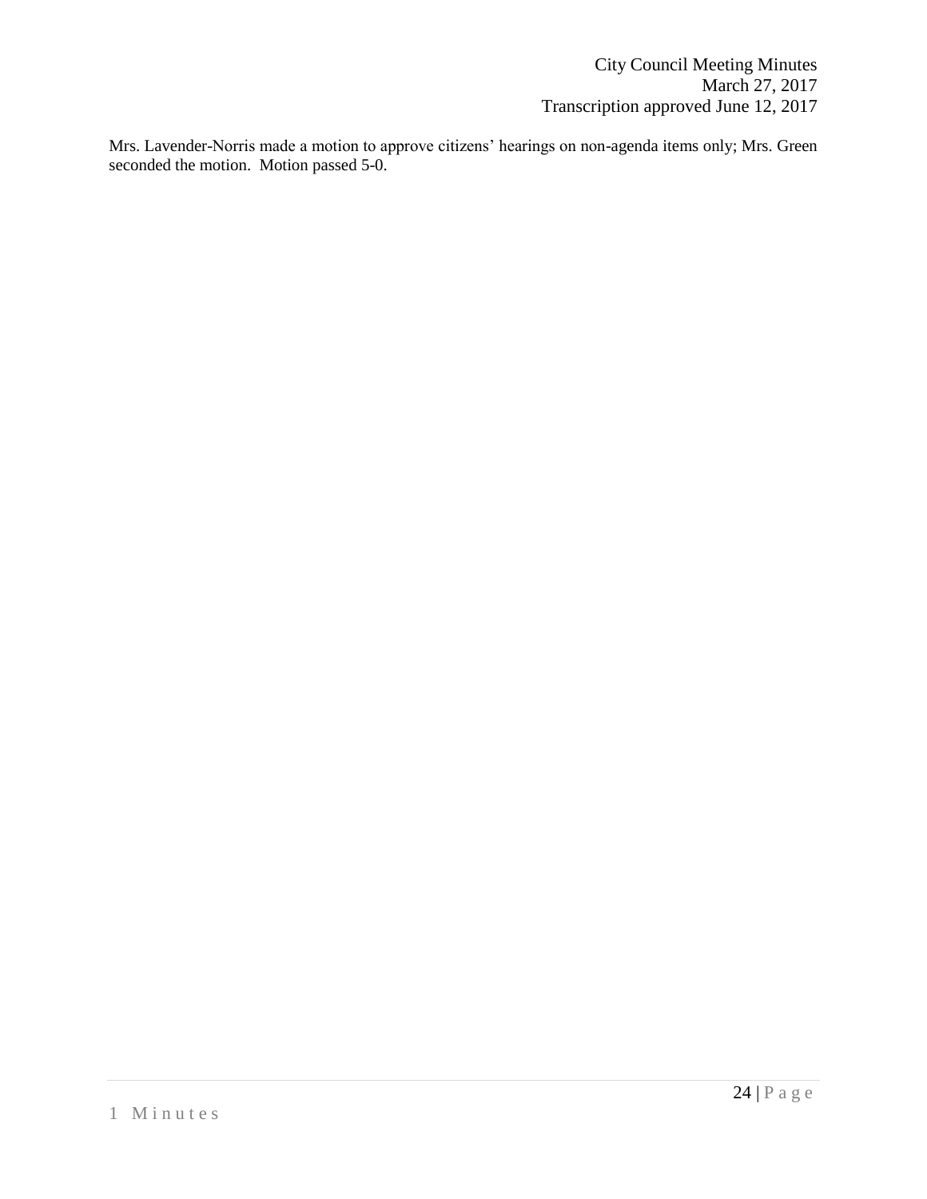Mrs. Lavender-Norris made a motion to approve citizens' hearings on non-agenda items only; Mrs. Green seconded the motion. Motion passed 5-0.